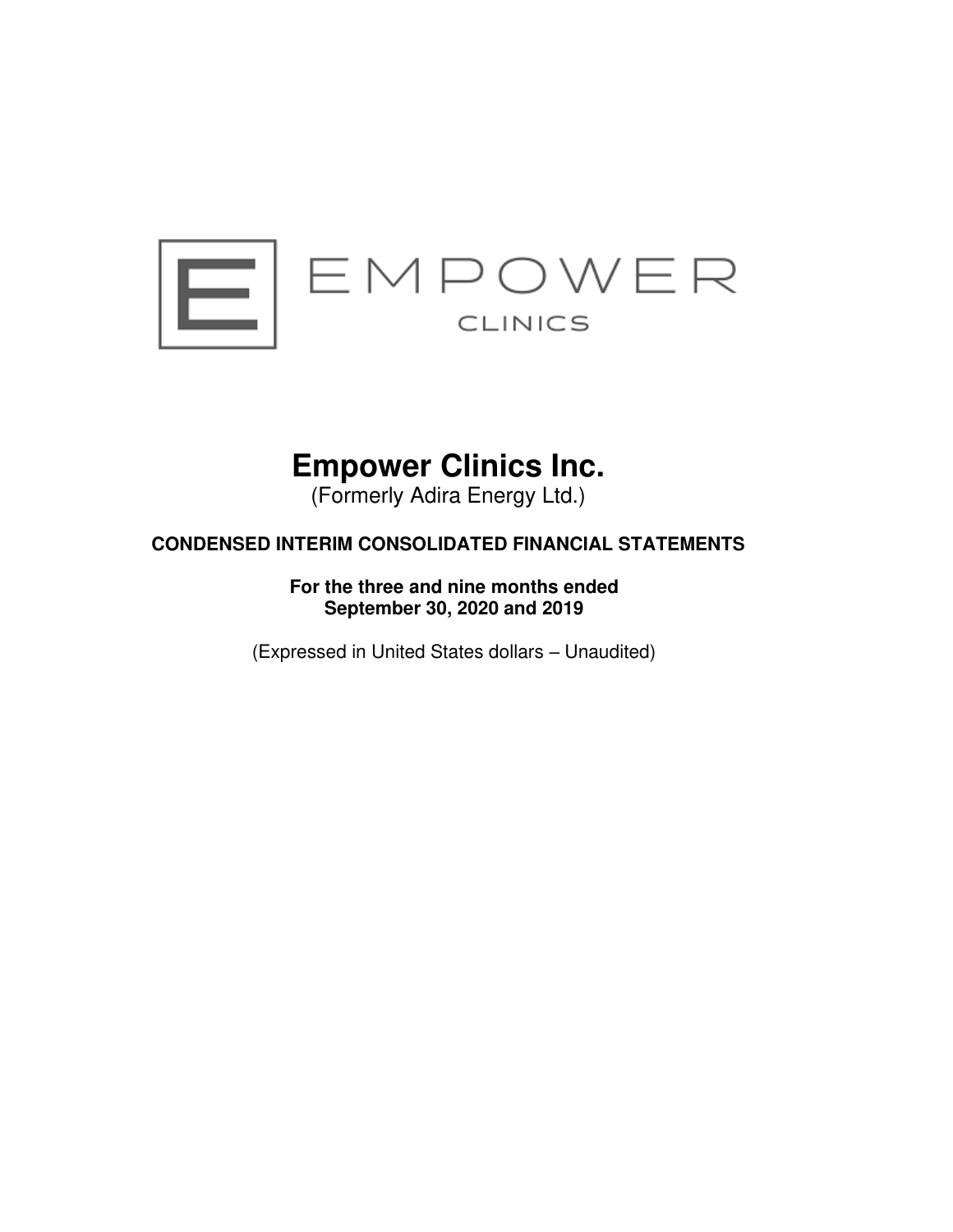EMPOWER

CLINICS

# Empower Clinics Inc.

(Formerly Adira Energy Ltd.)

**CONDENSED INTERIM CONSOLIDATED FINANCIAL STATEMENTS**

**For the three and nine months ended September 30, 2020 and 2019**

(Expressed in United States dollars – Unaudited)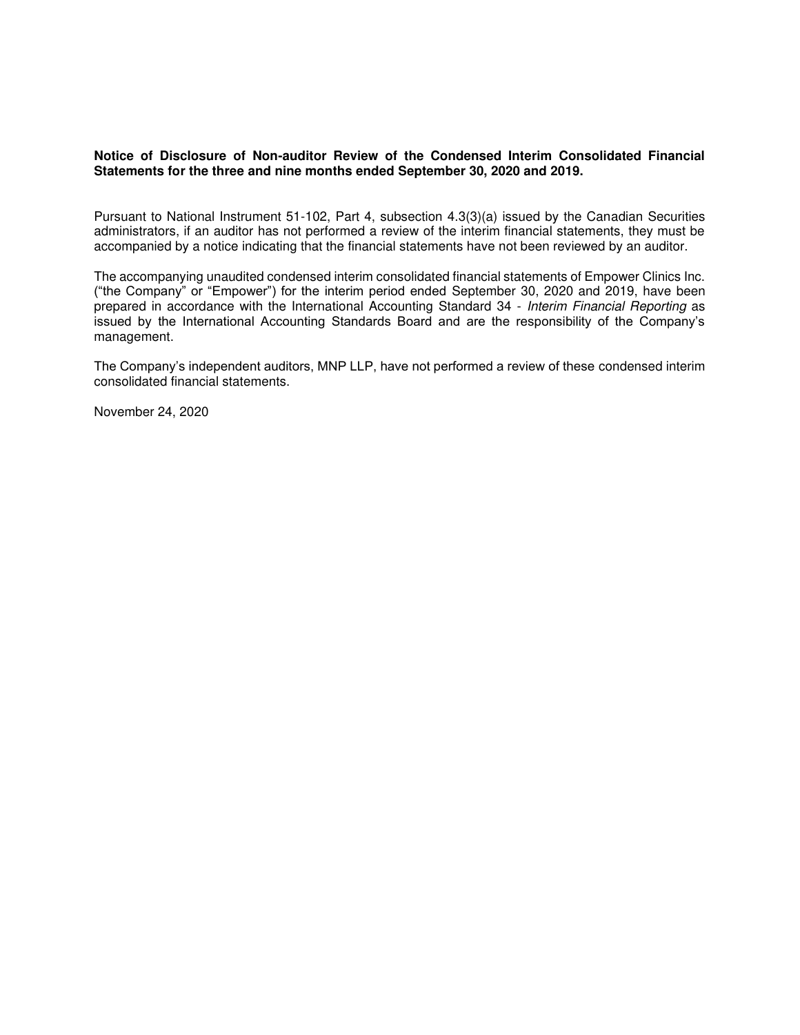**Notice of Disclosure of Non-auditor Review of the Condensed Interim Consolidated Financial Statements for the three and nine months ended September 30, 2020 and 2019.**

Pursuant to National Instrument 51-102, Part 4, subsection 4.3(3)(a) issued by the Canadian Securities administrators, if an auditor has not performed a review of the interim financial statements, they must be accompanied by a notice indicating that the financial statements have not been reviewed by an auditor.

The accompanying unaudited condensed interim consolidated financial statements of Empower Clinics Inc. ("the Company" or "Empower") for the interim period ended September 30, 2020 and 2019, have been prepared in accordance with the International Accounting Standard 34 - *Interim Financial Reporting* as issued by the International Accounting Standards Board and are the responsibility of the Company's management.

The Company's independent auditors, MNP LLP, have not performed a review of these condensed interim consolidated financial statements.

November 24, 2020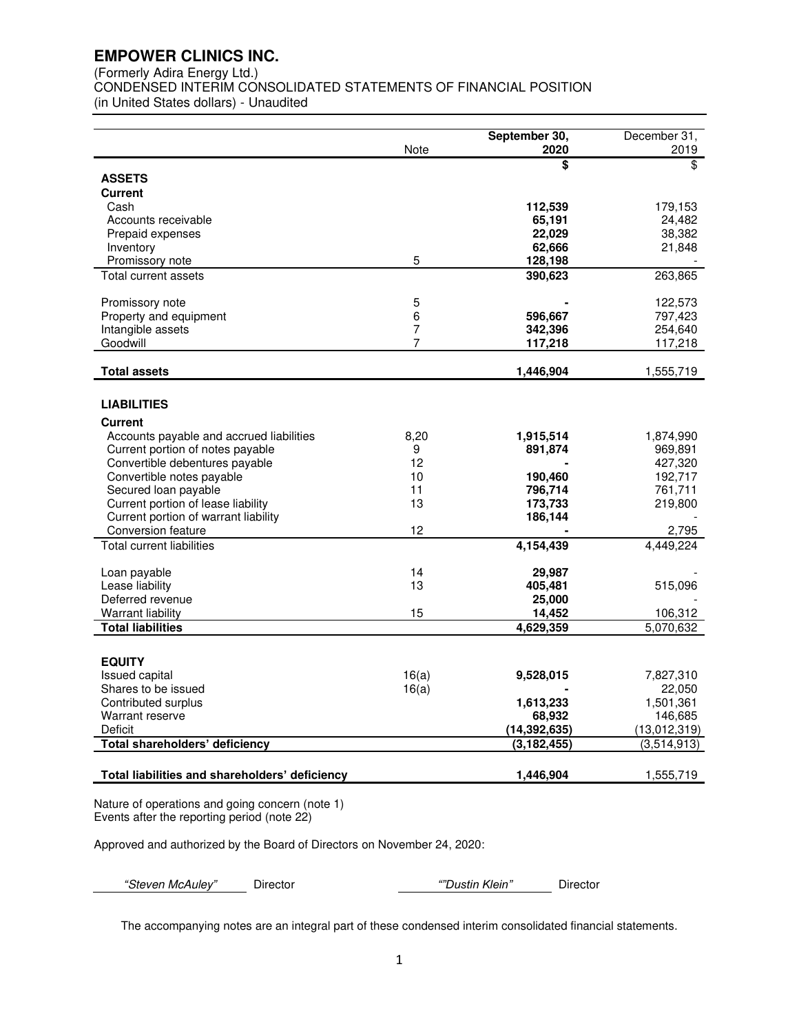# EMPOWER CLINICS INC.

(Formerly Adira Energy Ltd.)
CONDENSED INTERIM CONSOLIDATED STATEMENTS OF FINANCIAL POSITION
(in United States dollars) - Unaudited

| | Note | September 30, 2020 | December 31, 2019 |
|---|---|---|---|
| | | **$** | $ |
| **ASSETS** | | | |
| **Current** | | | |
| Cash | | **112,539** | 179,153 |
| Accounts receivable | | **65,191** | 24,482 |
| Prepaid expenses | | **22,029** | 38,382 |
| Inventory | | **62,666** | 21,848 |
| Promissory note | 5 | **128,198** | - |
| Total current assets | | **390,623** | 263,865 |
| Promissory note | 5 | **-** | 122,573 |
| Property and equipment | 6 | **596,667** | 797,423 |
| Intangible assets | 7 | **342,396** | 254,640 |
| Goodwill | 7 | **117,218** | 117,218 |
| **Total assets** | | **1,446,904** | 1,555,719 |
| **LIABILITIES** | | | |
| **Current** | | | |
| Accounts payable and accrued liabilities | 8,20 | **1,915,514** | 1,874,990 |
| Current portion of notes payable | 9 | **891,874** | 969,891 |
| Convertible debentures payable | 12 | **-** | 427,320 |
| Convertible notes payable | 10 | **190,460** | 192,717 |
| Secured loan payable | 11 | **796,714** | 761,711 |
| Current portion of lease liability | 13 | **173,733** | 219,800 |
| Current portion of warrant liability | | **186,144** | - |
| Conversion feature | 12 | **-** | 2,795 |
| Total current liabilities | | **4,154,439** | 4,449,224 |
| Loan payable | 14 | **29,987** | - |
| Lease liability | 13 | **405,481** | 515,096 |
| Deferred revenue | | **25,000** | - |
| Warrant liability | 15 | **14,452** | 106,312 |
| **Total liabilities** | | **4,629,359** | 5,070,632 |
| **EQUITY** | | | |
| Issued capital | 16(a) | **9,528,015** | 7,827,310 |
| Shares to be issued | 16(a) | **-** | 22,050 |
| Contributed surplus | | **1,613,233** | 1,501,361 |
| Warrant reserve | | **68,932** | 146,685 |
| Deficit | | **(14,392,635)** | (13,012,319) |
| **Total shareholders' deficiency** | | **(3,182,455)** | (3,514,913) |
| **Total liabilities and shareholders' deficiency** | | **1,446,904** | 1,555,719 |

Nature of operations and going concern (note 1)
Events after the reporting period (note 22)

Approved and authorized by the Board of Directors on November 24, 2020:

*"Steven McAuley"* Director        *""Dustin Klein"* Director

The accompanying notes are an integral part of these condensed interim consolidated financial statements.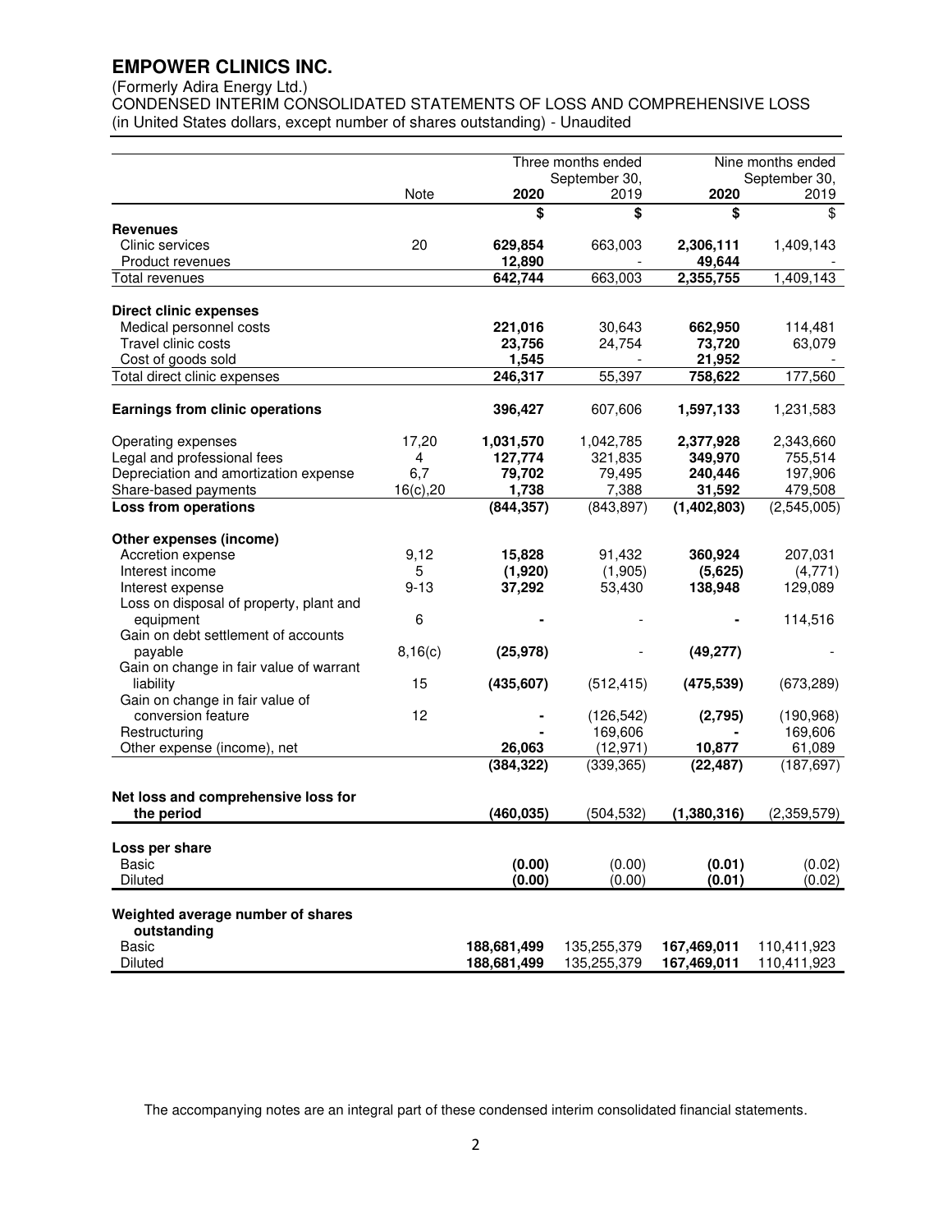# EMPOWER CLINICS INC.

(Formerly Adira Energy Ltd.)
CONDENSED INTERIM CONSOLIDATED STATEMENTS OF LOSS AND COMPREHENSIVE LOSS
(in United States dollars, except number of shares outstanding) - Unaudited

| | Note | Three months ended September 30, 2020 | Three months ended September 30, 2019 | Nine months ended September 30, 2020 | Nine months ended September 30, 2019 |
|---|---|---|---|---|---|
| | | **$** | **$** | **$** | $ |
| **Revenues** | | | | | |
| Clinic services | 20 | **629,854** | 663,003 | **2,306,111** | 1,409,143 |
| Product revenues | | **12,890** | - | **49,644** | - |
| Total revenues | | **642,744** | 663,003 | **2,355,755** | 1,409,143 |
| **Direct clinic expenses** | | | | | |
| Medical personnel costs | | **221,016** | 30,643 | **662,950** | 114,481 |
| Travel clinic costs | | **23,756** | 24,754 | **73,720** | 63,079 |
| Cost of goods sold | | **1,545** | - | **21,952** | - |
| Total direct clinic expenses | | **246,317** | 55,397 | **758,622** | 177,560 |
| **Earnings from clinic operations** | | **396,427** | 607,606 | **1,597,133** | 1,231,583 |
| Operating expenses | 17,20 | **1,031,570** | 1,042,785 | **2,377,928** | 2,343,660 |
| Legal and professional fees | 4 | **127,774** | 321,835 | **349,970** | 755,514 |
| Depreciation and amortization expense | 6,7 | **79,702** | 79,495 | **240,446** | 197,906 |
| Share-based payments | 16(c),20 | **1,738** | 7,388 | **31,592** | 479,508 |
| **Loss from operations** | | **(844,357)** | (843,897) | **(1,402,803)** | (2,545,005) |
| **Other expenses (income)** | | | | | |
| Accretion expense | 9,12 | **15,828** | 91,432 | **360,924** | 207,031 |
| Interest income | 5 | **(1,920)** | (1,905) | **(5,625)** | (4,771) |
| Interest expense | 9-13 | **37,292** | 53,430 | **138,948** | 129,089 |
| Loss on disposal of property, plant and equipment | 6 | **-** | - | **-** | 114,516 |
| Gain on debt settlement of accounts payable | 8,16(c) | **(25,978)** | - | **(49,277)** | - |
| Gain on change in fair value of warrant liability | 15 | **(435,607)** | (512,415) | **(475,539)** | (673,289) |
| Gain on change in fair value of conversion feature | 12 | **-** | (126,542) | **(2,795)** | (190,968) |
| Restructuring | | **-** | 169,606 | **-** | 169,606 |
| Other expense (income), net | | **26,063** | (12,971) | **10,877** | 61,089 |
| | | **(384,322)** | (339,365) | **(22,487)** | (187,697) |
| **Net loss and comprehensive loss for the period** | | **(460,035)** | (504,532) | **(1,380,316)** | (2,359,579) |
| **Loss per share** | | | | | |
| Basic | | **(0.00)** | (0.00) | **(0.01)** | (0.02) |
| Diluted | | **(0.00)** | (0.00) | **(0.01)** | (0.02) |
| **Weighted average number of shares outstanding** | | | | | |
| Basic | | **188,681,499** | 135,255,379 | **167,469,011** | 110,411,923 |
| Diluted | | **188,681,499** | 135,255,379 | **167,469,011** | 110,411,923 |

The accompanying notes are an integral part of these condensed interim consolidated financial statements.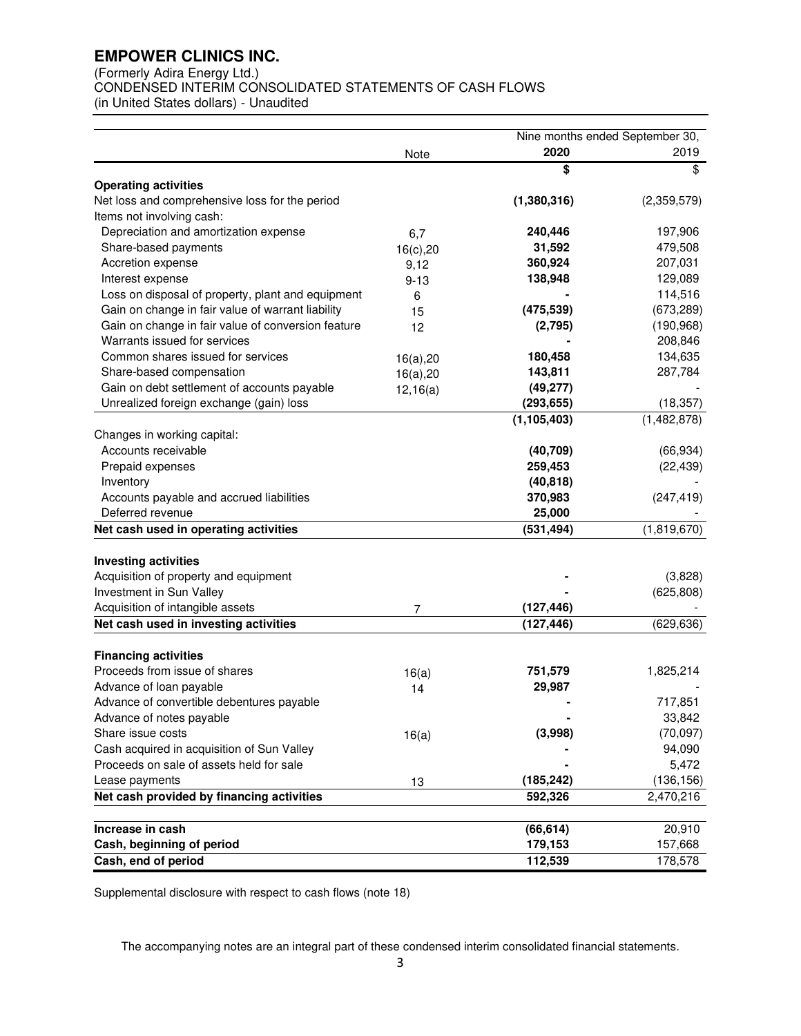# EMPOWER CLINICS INC.

(Formerly Adira Energy Ltd.)
CONDENSED INTERIM CONSOLIDATED STATEMENTS OF CASH FLOWS
(in United States dollars) - Unaudited

| | Note | Nine months ended September 30, 2020 | 2019 |
|---|---|---|---|
| | | **$** | $ |
| **Operating activities** | | | |
| Net loss and comprehensive loss for the period | | **(1,380,316)** | (2,359,579) |
| Items not involving cash: | | | |
| Depreciation and amortization expense | 6,7 | **240,446** | 197,906 |
| Share-based payments | 16(c),20 | **31,592** | 479,508 |
| Accretion expense | 9,12 | **360,924** | 207,031 |
| Interest expense | 9-13 | **138,948** | 129,089 |
| Loss on disposal of property, plant and equipment | 6 | **-** | 114,516 |
| Gain on change in fair value of warrant liability | 15 | **(475,539)** | (673,289) |
| Gain on change in fair value of conversion feature | 12 | **(2,795)** | (190,968) |
| Warrants issued for services | | **-** | 208,846 |
| Common shares issued for services | 16(a),20 | **180,458** | 134,635 |
| Share-based compensation | 16(a),20 | **143,811** | 287,784 |
| Gain on debt settlement of accounts payable | 12,16(a) | **(49,277)** | - |
| Unrealized foreign exchange (gain) loss | | **(293,655)** | (18,357) |
| | | **(1,105,403)** | (1,482,878) |
| Changes in working capital: | | | |
| Accounts receivable | | **(40,709)** | (66,934) |
| Prepaid expenses | | **259,453** | (22,439) |
| Inventory | | **(40,818)** | - |
| Accounts payable and accrued liabilities | | **370,983** | (247,419) |
| Deferred revenue | | **25,000** | - |
| **Net cash used in operating activities** | | **(531,494)** | (1,819,670) |
| | | | |
| **Investing activities** | | | |
| Acquisition of property and equipment | | **-** | (3,828) |
| Investment in Sun Valley | | **-** | (625,808) |
| Acquisition of intangible assets | 7 | **(127,446)** | - |
| **Net cash used in investing activities** | | **(127,446)** | (629,636) |
| | | | |
| **Financing activities** | | | |
| Proceeds from issue of shares | 16(a) | **751,579** | 1,825,214 |
| Advance of loan payable | 14 | **29,987** | - |
| Advance of convertible debentures payable | | **-** | 717,851 |
| Advance of notes payable | | **-** | 33,842 |
| Share issue costs | 16(a) | **(3,998)** | (70,097) |
| Cash acquired in acquisition of Sun Valley | | **-** | 94,090 |
| Proceeds on sale of assets held for sale | | **-** | 5,472 |
| Lease payments | 13 | **(185,242)** | (136,156) |
| **Net cash provided by financing activities** | | **592,326** | 2,470,216 |
| | | | |
| **Increase in cash** | | **(66,614)** | 20,910 |
| **Cash, beginning of period** | | **179,153** | 157,668 |
| **Cash, end of period** | | **112,539** | 178,578 |

Supplemental disclosure with respect to cash flows (note 18)

The accompanying notes are an integral part of these condensed interim consolidated financial statements.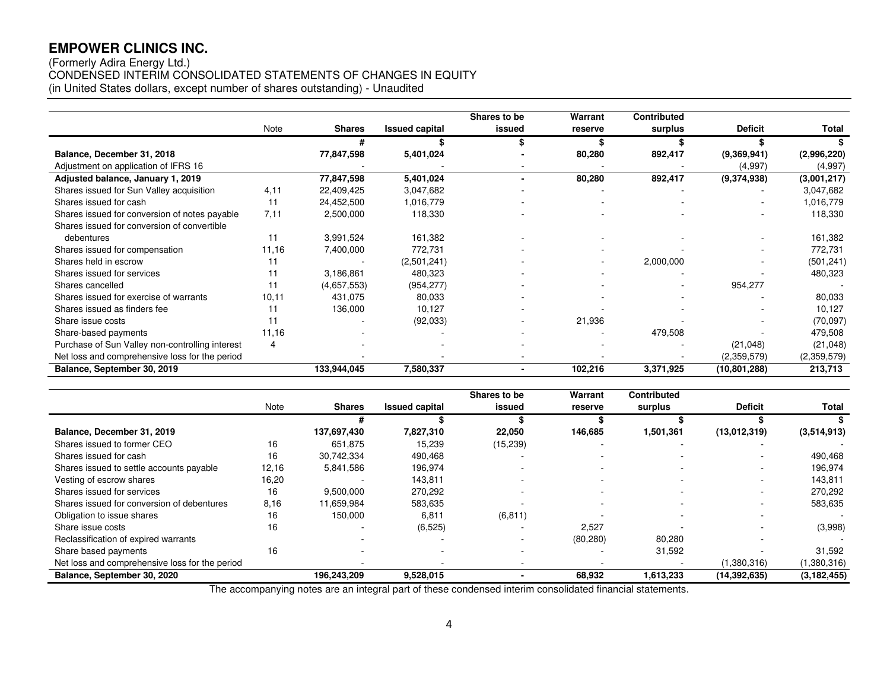# EMPOWER CLINICS INC.

(Formerly Adira Energy Ltd.)
CONDENSED INTERIM CONSOLIDATED STATEMENTS OF CHANGES IN EQUITY
(in United States dollars, except number of shares outstanding) - Unaudited

| | Note | Shares | Issued capital | Shares to be issued | Warrant reserve | Contributed surplus | Deficit | Total |
|---|---|---|---|---|---|---|---|---|
| | | # | $ | $ | $ | $ | $ | $ |
| **Balance, December 31, 2018** | | **77,847,598** | **5,401,024** | **-** | **80,280** | **892,417** | **(9,369,941)** | **(2,996,220)** |
| Adjustment on application of IFRS 16 | | - | - | - | - | - | (4,997) | (4,997) |
| **Adjusted balance, January 1, 2019** | | **77,847,598** | **5,401,024** | **-** | **80,280** | **892,417** | **(9,374,938)** | **(3,001,217)** |
| Shares issued for Sun Valley acquisition | 4,11 | 22,409,425 | 3,047,682 | - | - | - | - | 3,047,682 |
| Shares issued for cash | 11 | 24,452,500 | 1,016,779 | - | - | - | - | 1,016,779 |
| Shares issued for conversion of notes payable | 7,11 | 2,500,000 | 118,330 | - | - | - | - | 118,330 |
| Shares issued for conversion of convertible debentures | 11 | 3,991,524 | 161,382 | - | - | - | - | 161,382 |
| Shares issued for compensation | 11,16 | 7,400,000 | 772,731 | - | - | - | - | 772,731 |
| Shares held in escrow | 11 | - | (2,501,241) | - | - | 2,000,000 | - | (501,241) |
| Shares issued for services | 11 | 3,186,861 | 480,323 | - | - | - | - | 480,323 |
| Shares cancelled | 11 | (4,657,553) | (954,277) | - | - | - | 954,277 | - |
| Shares issued for exercise of warrants | 10,11 | 431,075 | 80,033 | - | - | - | - | 80,033 |
| Shares issued as finders fee | 11 | 136,000 | 10,127 | - | - | - | - | 10,127 |
| Share issue costs | 11 | - | (92,033) | - | 21,936 | - | - | (70,097) |
| Share-based payments | 11,16 | - | - | - | - | 479,508 | - | 479,508 |
| Purchase of Sun Valley non-controlling interest | 4 | - | - | - | - | - | (21,048) | (21,048) |
| Net loss and comprehensive loss for the period | | - | - | - | - | - | (2,359,579) | (2,359,579) |
| **Balance, September 30, 2019** | | **133,944,045** | **7,580,337** | **-** | **102,216** | **3,371,925** | **(10,801,288)** | **213,713** |

| | Note | Shares | Issued capital | Shares to be issued | Warrant reserve | Contributed surplus | Deficit | Total |
|---|---|---|---|---|---|---|---|---|
| | | # | $ | $ | $ | $ | $ | $ |
| **Balance, December 31, 2019** | | **137,697,430** | **7,827,310** | **22,050** | **146,685** | **1,501,361** | **(13,012,319)** | **(3,514,913)** |
| Shares issued to former CEO | 16 | 651,875 | 15,239 | (15,239) | - | - | - | - |
| Shares issued for cash | 16 | 30,742,334 | 490,468 | - | - | - | - | 490,468 |
| Shares issued to settle accounts payable | 12,16 | 5,841,586 | 196,974 | - | - | - | - | 196,974 |
| Vesting of escrow shares | 16,20 | - | 143,811 | - | - | - | - | 143,811 |
| Shares issued for services | 16 | 9,500,000 | 270,292 | - | - | - | - | 270,292 |
| Shares issued for conversion of debentures | 8,16 | 11,659,984 | 583,635 | - | - | - | - | 583,635 |
| Obligation to issue shares | 16 | 150,000 | 6,811 | (6,811) | - | - | - | - |
| Share issue costs | 16 | - | (6,525) | - | 2,527 | - | - | (3,998) |
| Reclassification of expired warrants | | - | - | - | (80,280) | 80,280 | - | - |
| Share based payments | 16 | - | - | - | - | 31,592 | - | 31,592 |
| Net loss and comprehensive loss for the period | | - | - | - | - | - | (1,380,316) | (1,380,316) |
| **Balance, September 30, 2020** | | **196,243,209** | **9,528,015** | **-** | **68,932** | **1,613,233** | **(14,392,635)** | **(3,182,455)** |

The accompanying notes are an integral part of these condensed interim consolidated financial statements.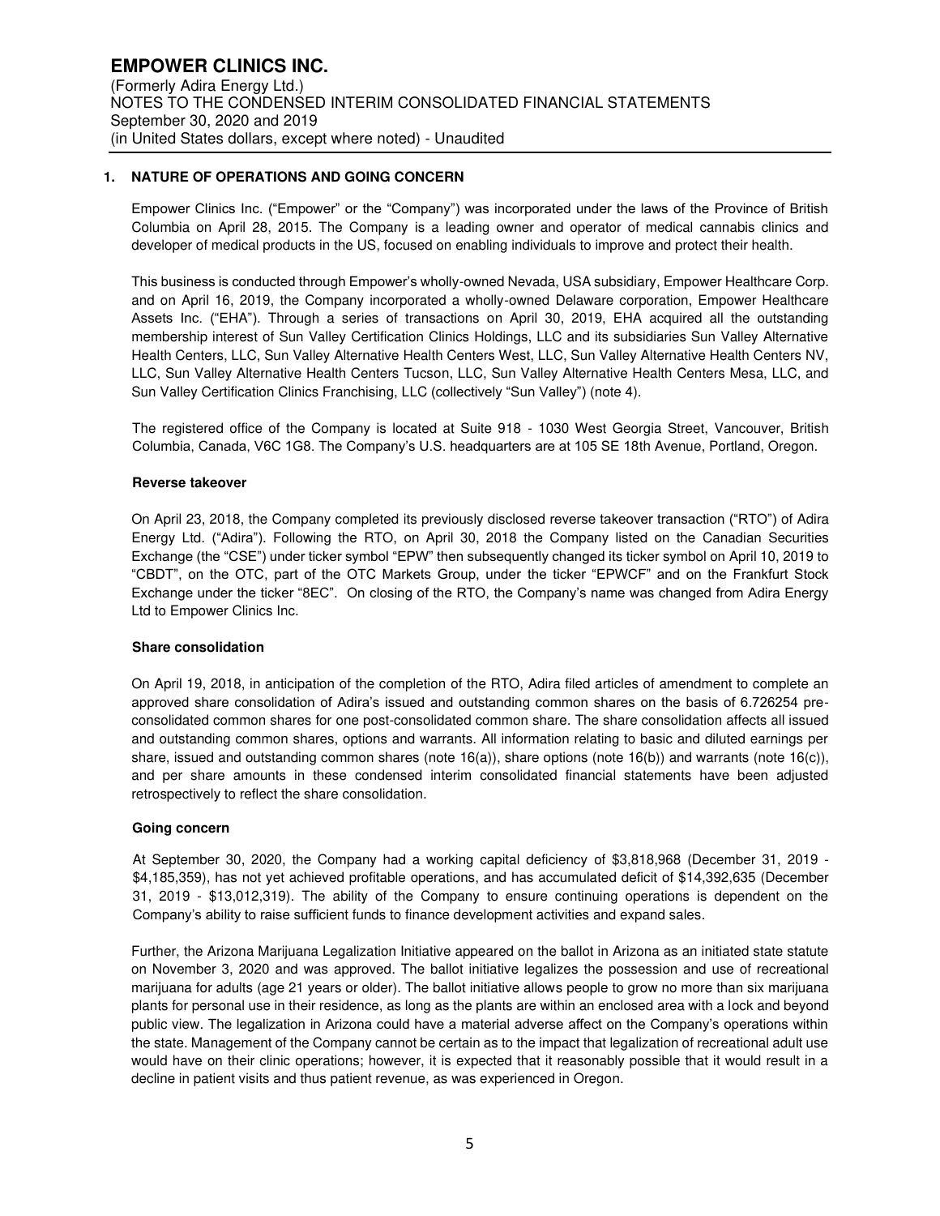## 1. NATURE OF OPERATIONS AND GOING CONCERN

Empower Clinics Inc. ("Empower" or the "Company") was incorporated under the laws of the Province of British Columbia on April 28, 2015. The Company is a leading owner and operator of medical cannabis clinics and developer of medical products in the US, focused on enabling individuals to improve and protect their health.

This business is conducted through Empower's wholly-owned Nevada, USA subsidiary, Empower Healthcare Corp. and on April 16, 2019, the Company incorporated a wholly-owned Delaware corporation, Empower Healthcare Assets Inc. ("EHA"). Through a series of transactions on April 30, 2019, EHA acquired all the outstanding membership interest of Sun Valley Certification Clinics Holdings, LLC and its subsidiaries Sun Valley Alternative Health Centers, LLC, Sun Valley Alternative Health Centers West, LLC, Sun Valley Alternative Health Centers NV, LLC, Sun Valley Alternative Health Centers Tucson, LLC, Sun Valley Alternative Health Centers Mesa, LLC, and Sun Valley Certification Clinics Franchising, LLC (collectively "Sun Valley") (note 4).

The registered office of the Company is located at Suite 918 - 1030 West Georgia Street, Vancouver, British Columbia, Canada, V6C 1G8. The Company's U.S. headquarters are at 105 SE 18th Avenue, Portland, Oregon.

### Reverse takeover

On April 23, 2018, the Company completed its previously disclosed reverse takeover transaction ("RTO") of Adira Energy Ltd. ("Adira"). Following the RTO, on April 30, 2018 the Company listed on the Canadian Securities Exchange (the "CSE") under ticker symbol "EPW" then subsequently changed its ticker symbol on April 10, 2019 to "CBDT", on the OTC, part of the OTC Markets Group, under the ticker "EPWCF" and on the Frankfurt Stock Exchange under the ticker "8EC". On closing of the RTO, the Company's name was changed from Adira Energy Ltd to Empower Clinics Inc.

### Share consolidation

On April 19, 2018, in anticipation of the completion of the RTO, Adira filed articles of amendment to complete an approved share consolidation of Adira's issued and outstanding common shares on the basis of 6.726254 pre-consolidated common shares for one post-consolidated common share. The share consolidation affects all issued and outstanding common shares, options and warrants. All information relating to basic and diluted earnings per share, issued and outstanding common shares (note 16(a)), share options (note 16(b)) and warrants (note 16(c)), and per share amounts in these condensed interim consolidated financial statements have been adjusted retrospectively to reflect the share consolidation.

### Going concern

At September 30, 2020, the Company had a working capital deficiency of $3,818,968 (December 31, 2019 - $4,185,359), has not yet achieved profitable operations, and has accumulated deficit of $14,392,635 (December 31, 2019 - $13,012,319). The ability of the Company to ensure continuing operations is dependent on the Company's ability to raise sufficient funds to finance development activities and expand sales.

Further, the Arizona Marijuana Legalization Initiative appeared on the ballot in Arizona as an initiated state statute on November 3, 2020 and was approved. The ballot initiative legalizes the possession and use of recreational marijuana for adults (age 21 years or older). The ballot initiative allows people to grow no more than six marijuana plants for personal use in their residence, as long as the plants are within an enclosed area with a lock and beyond public view. The legalization in Arizona could have a material adverse affect on the Company's operations within the state. Management of the Company cannot be certain as to the impact that legalization of recreational adult use would have on their clinic operations; however, it is expected that it reasonably possible that it would result in a decline in patient visits and thus patient revenue, as was experienced in Oregon.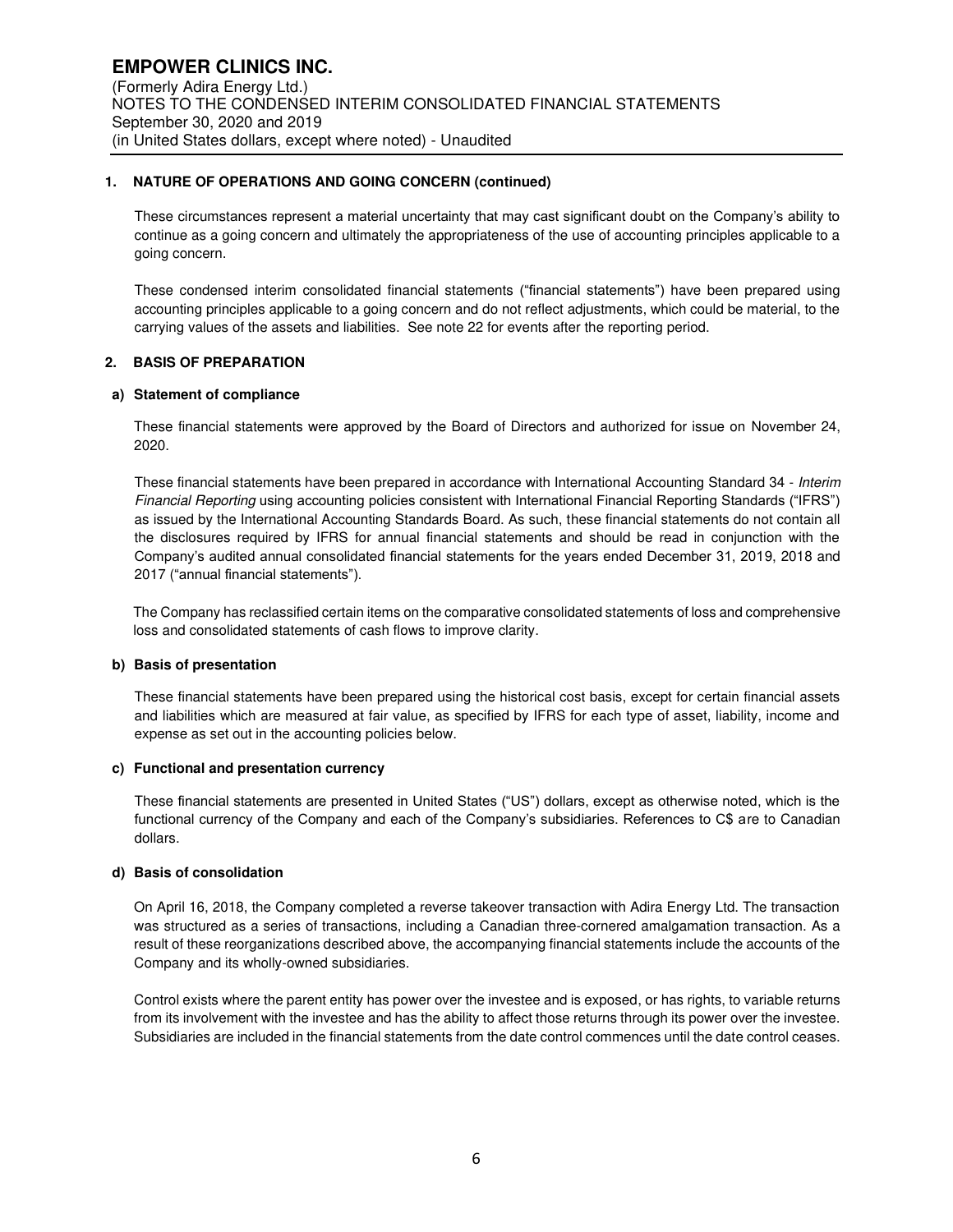## 1. NATURE OF OPERATIONS AND GOING CONCERN (continued)

These circumstances represent a material uncertainty that may cast significant doubt on the Company's ability to continue as a going concern and ultimately the appropriateness of the use of accounting principles applicable to a going concern.

These condensed interim consolidated financial statements ("financial statements") have been prepared using accounting principles applicable to a going concern and do not reflect adjustments, which could be material, to the carrying values of the assets and liabilities. See note 22 for events after the reporting period.

## 2. BASIS OF PREPARATION

### a) Statement of compliance

These financial statements were approved by the Board of Directors and authorized for issue on November 24, 2020.

These financial statements have been prepared in accordance with International Accounting Standard 34 - *Interim Financial Reporting* using accounting policies consistent with International Financial Reporting Standards ("IFRS") as issued by the International Accounting Standards Board. As such, these financial statements do not contain all the disclosures required by IFRS for annual financial statements and should be read in conjunction with the Company's audited annual consolidated financial statements for the years ended December 31, 2019, 2018 and 2017 ("annual financial statements").

The Company has reclassified certain items on the comparative consolidated statements of loss and comprehensive loss and consolidated statements of cash flows to improve clarity.

### b) Basis of presentation

These financial statements have been prepared using the historical cost basis, except for certain financial assets and liabilities which are measured at fair value, as specified by IFRS for each type of asset, liability, income and expense as set out in the accounting policies below.

### c) Functional and presentation currency

These financial statements are presented in United States ("US") dollars, except as otherwise noted, which is the functional currency of the Company and each of the Company's subsidiaries. References to C$ are to Canadian dollars.

### d) Basis of consolidation

On April 16, 2018, the Company completed a reverse takeover transaction with Adira Energy Ltd. The transaction was structured as a series of transactions, including a Canadian three-cornered amalgamation transaction. As a result of these reorganizations described above, the accompanying financial statements include the accounts of the Company and its wholly-owned subsidiaries.

Control exists where the parent entity has power over the investee and is exposed, or has rights, to variable returns from its involvement with the investee and has the ability to affect those returns through its power over the investee. Subsidiaries are included in the financial statements from the date control commences until the date control ceases.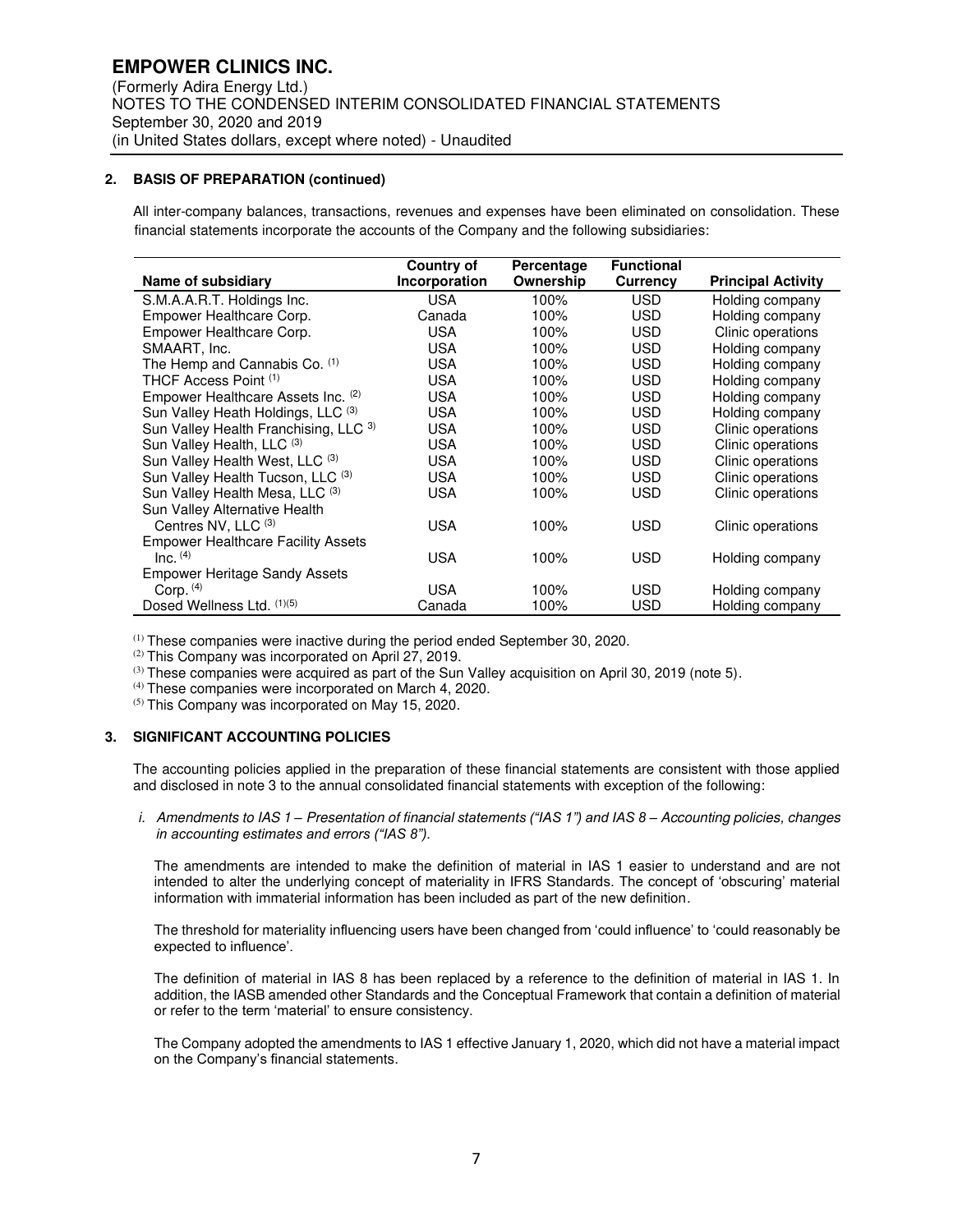## 2. BASIS OF PREPARATION (continued)

All inter-company balances, transactions, revenues and expenses have been eliminated on consolidation. These financial statements incorporate the accounts of the Company and the following subsidiaries:

| Name of subsidiary | Country of Incorporation | Percentage Ownership | Functional Currency | Principal Activity |
|---|---|---|---|---|
| S.M.A.A.R.T. Holdings Inc. | USA | 100% | USD | Holding company |
| Empower Healthcare Corp. | Canada | 100% | USD | Holding company |
| Empower Healthcare Corp. | USA | 100% | USD | Clinic operations |
| SMAART, Inc. | USA | 100% | USD | Holding company |
| The Hemp and Cannabis Co. (1) | USA | 100% | USD | Holding company |
| THCF Access Point (1) | USA | 100% | USD | Holding company |
| Empower Healthcare Assets Inc. (2) | USA | 100% | USD | Holding company |
| Sun Valley Heath Holdings, LLC (3) | USA | 100% | USD | Holding company |
| Sun Valley Health Franchising, LLC 3) | USA | 100% | USD | Clinic operations |
| Sun Valley Health, LLC (3) | USA | 100% | USD | Clinic operations |
| Sun Valley Health West, LLC (3) | USA | 100% | USD | Clinic operations |
| Sun Valley Health Tucson, LLC (3) | USA | 100% | USD | Clinic operations |
| Sun Valley Health Mesa, LLC (3) | USA | 100% | USD | Clinic operations |
| Sun Valley Alternative Health Centres NV, LLC (3) | USA | 100% | USD | Clinic operations |
| Empower Healthcare Facility Assets Inc. (4) | USA | 100% | USD | Holding company |
| Empower Heritage Sandy Assets Corp. (4) | USA | 100% | USD | Holding company |
| Dosed Wellness Ltd. (1)(5) | Canada | 100% | USD | Holding company |

(1) These companies were inactive during the period ended September 30, 2020.
(2) This Company was incorporated on April 27, 2019.
(3) These companies were acquired as part of the Sun Valley acquisition on April 30, 2019 (note 5).
(4) These companies were incorporated on March 4, 2020.
(5) This Company was incorporated on May 15, 2020.

## 3. SIGNIFICANT ACCOUNTING POLICIES

The accounting policies applied in the preparation of these financial statements are consistent with those applied and disclosed in note 3 to the annual consolidated financial statements with exception of the following:

*i. Amendments to IAS 1 – Presentation of financial statements ("IAS 1") and IAS 8 – Accounting policies, changes in accounting estimates and errors ("IAS 8").*

The amendments are intended to make the definition of material in IAS 1 easier to understand and are not intended to alter the underlying concept of materiality in IFRS Standards. The concept of 'obscuring' material information with immaterial information has been included as part of the new definition.

The threshold for materiality influencing users have been changed from 'could influence' to 'could reasonably be expected to influence'.

The definition of material in IAS 8 has been replaced by a reference to the definition of material in IAS 1. In addition, the IASB amended other Standards and the Conceptual Framework that contain a definition of material or refer to the term 'material' to ensure consistency.

The Company adopted the amendments to IAS 1 effective January 1, 2020, which did not have a material impact on the Company's financial statements.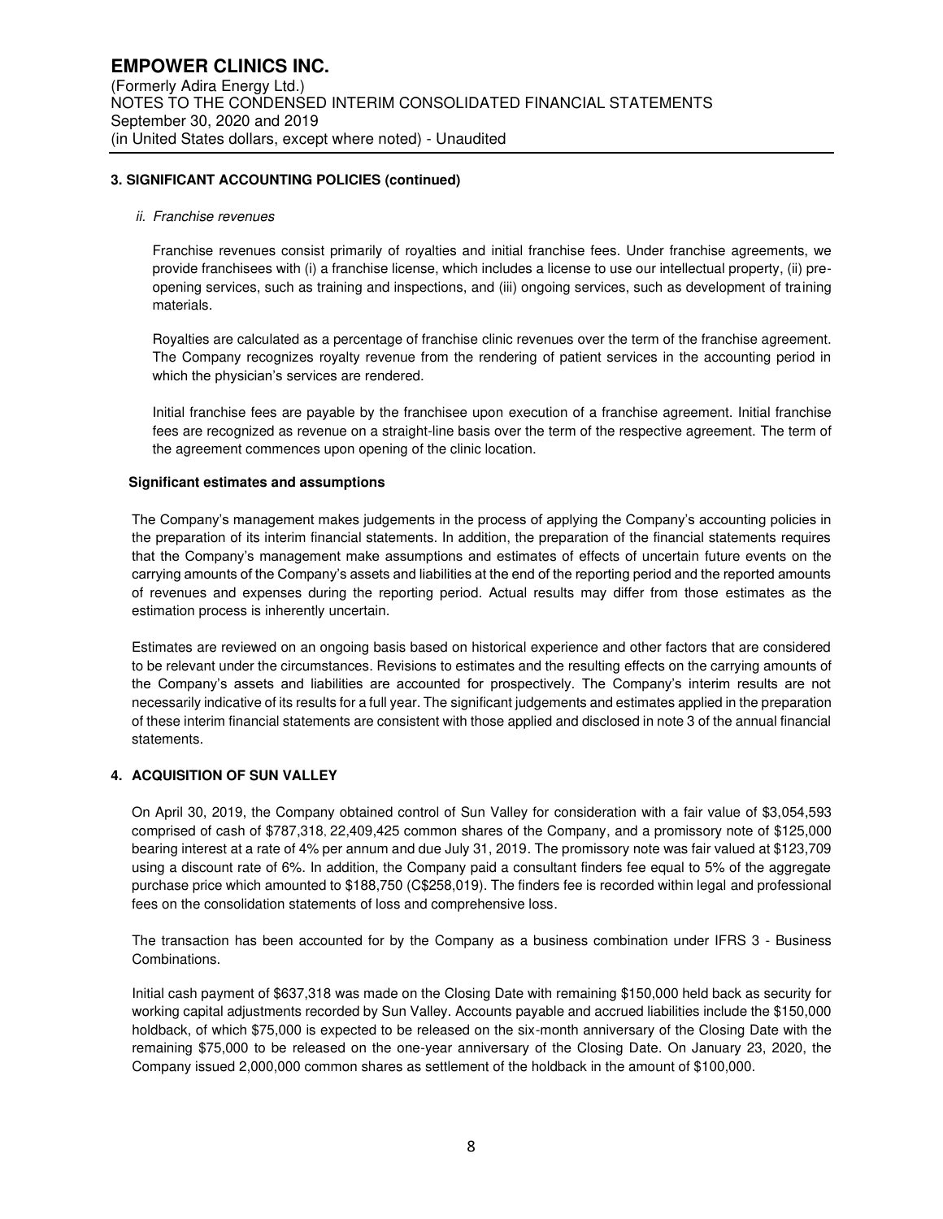### 3. SIGNIFICANT ACCOUNTING POLICIES (continued)

*ii. Franchise revenues*

Franchise revenues consist primarily of royalties and initial franchise fees. Under franchise agreements, we provide franchisees with (i) a franchise license, which includes a license to use our intellectual property, (ii) pre-opening services, such as training and inspections, and (iii) ongoing services, such as development of training materials.

Royalties are calculated as a percentage of franchise clinic revenues over the term of the franchise agreement. The Company recognizes royalty revenue from the rendering of patient services in the accounting period in which the physician's services are rendered.

Initial franchise fees are payable by the franchisee upon execution of a franchise agreement. Initial franchise fees are recognized as revenue on a straight-line basis over the term of the respective agreement. The term of the agreement commences upon opening of the clinic location.

**Significant estimates and assumptions**

The Company's management makes judgements in the process of applying the Company's accounting policies in the preparation of its interim financial statements. In addition, the preparation of the financial statements requires that the Company's management make assumptions and estimates of effects of uncertain future events on the carrying amounts of the Company's assets and liabilities at the end of the reporting period and the reported amounts of revenues and expenses during the reporting period. Actual results may differ from those estimates as the estimation process is inherently uncertain.

Estimates are reviewed on an ongoing basis based on historical experience and other factors that are considered to be relevant under the circumstances. Revisions to estimates and the resulting effects on the carrying amounts of the Company's assets and liabilities are accounted for prospectively. The Company's interim results are not necessarily indicative of its results for a full year. The significant judgements and estimates applied in the preparation of these interim financial statements are consistent with those applied and disclosed in note 3 of the annual financial statements.

### 4. ACQUISITION OF SUN VALLEY

On April 30, 2019, the Company obtained control of Sun Valley for consideration with a fair value of $3,054,593 comprised of cash of $787,318, 22,409,425 common shares of the Company, and a promissory note of $125,000 bearing interest at a rate of 4% per annum and due July 31, 2019. The promissory note was fair valued at $123,709 using a discount rate of 6%. In addition, the Company paid a consultant finders fee equal to 5% of the aggregate purchase price which amounted to $188,750 (C$258,019). The finders fee is recorded within legal and professional fees on the consolidation statements of loss and comprehensive loss.

The transaction has been accounted for by the Company as a business combination under IFRS 3 - Business Combinations.

Initial cash payment of $637,318 was made on the Closing Date with remaining $150,000 held back as security for working capital adjustments recorded by Sun Valley. Accounts payable and accrued liabilities include the $150,000 holdback, of which $75,000 is expected to be released on the six-month anniversary of the Closing Date with the remaining $75,000 to be released on the one-year anniversary of the Closing Date. On January 23, 2020, the Company issued 2,000,000 common shares as settlement of the holdback in the amount of $100,000.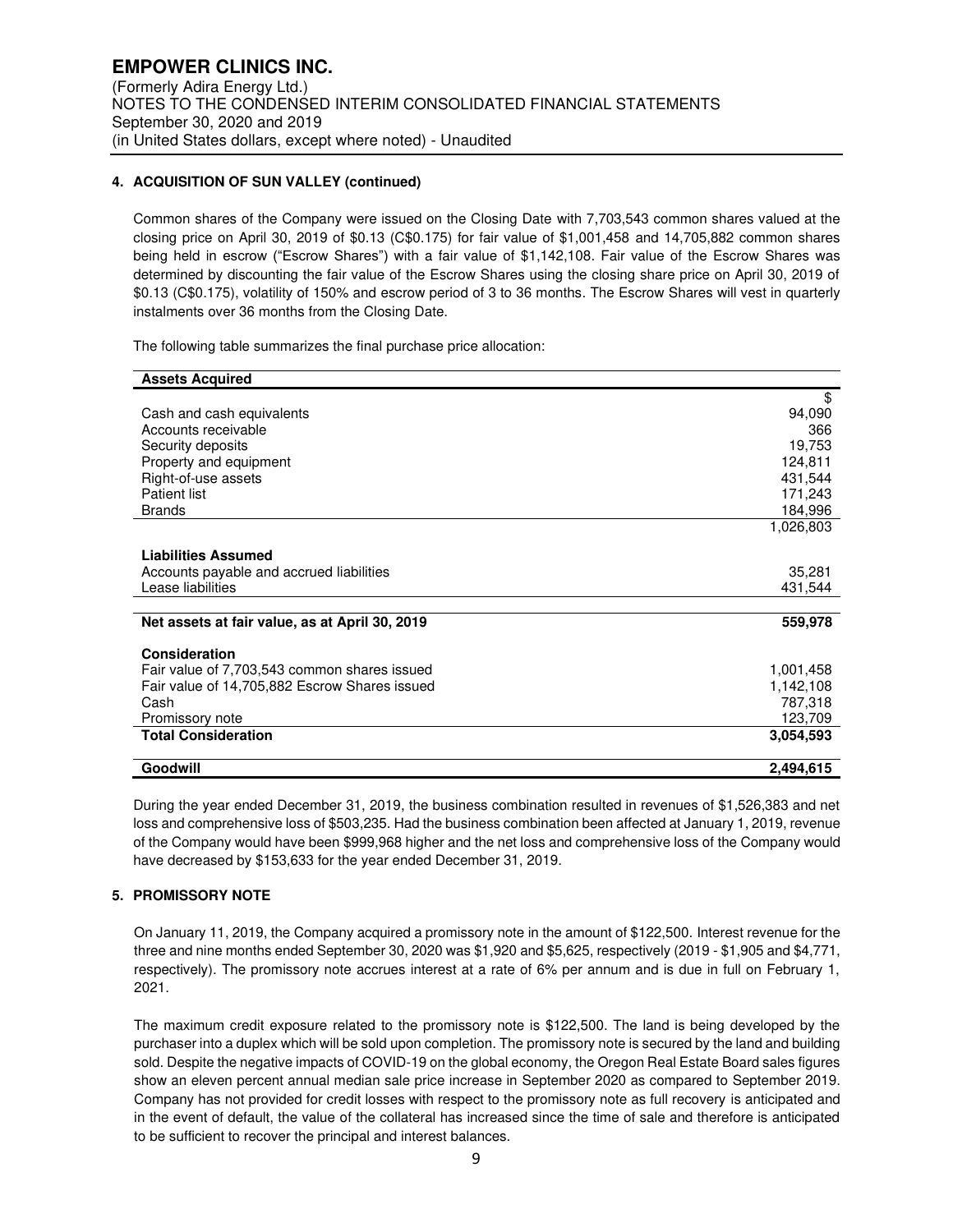## 4. ACQUISITION OF SUN VALLEY (continued)

Common shares of the Company were issued on the Closing Date with 7,703,543 common shares valued at the closing price on April 30, 2019 of $0.13 (C$0.175) for fair value of $1,001,458 and 14,705,882 common shares being held in escrow ("Escrow Shares") with a fair value of $1,142,108. Fair value of the Escrow Shares was determined by discounting the fair value of the Escrow Shares using the closing share price on April 30, 2019 of $0.13 (C$0.175), volatility of 150% and escrow period of 3 to 36 months. The Escrow Shares will vest in quarterly instalments over 36 months from the Closing Date.

The following table summarizes the final purchase price allocation:

| **Assets Acquired** | |
|---|---|
| | $ |
| Cash and cash equivalents | 94,090 |
| Accounts receivable | 366 |
| Security deposits | 19,753 |
| Property and equipment | 124,811 |
| Right-of-use assets | 431,544 |
| Patient list | 171,243 |
| Brands | 184,996 |
| | 1,026,803 |
| **Liabilities Assumed** | |
| Accounts payable and accrued liabilities | 35,281 |
| Lease liabilities | 431,544 |
| **Net assets at fair value, as at April 30, 2019** | **559,978** |
| **Consideration** | |
| Fair value of 7,703,543 common shares issued | 1,001,458 |
| Fair value of 14,705,882 Escrow Shares issued | 1,142,108 |
| Cash | 787,318 |
| Promissory note | 123,709 |
| **Total Consideration** | **3,054,593** |
| **Goodwill** | **2,494,615** |

During the year ended December 31, 2019, the business combination resulted in revenues of $1,526,383 and net loss and comprehensive loss of $503,235. Had the business combination been affected at January 1, 2019, revenue of the Company would have been $999,968 higher and the net loss and comprehensive loss of the Company would have decreased by $153,633 for the year ended December 31, 2019.

## 5. PROMISSORY NOTE

On January 11, 2019, the Company acquired a promissory note in the amount of $122,500. Interest revenue for the three and nine months ended September 30, 2020 was $1,920 and $5,625, respectively (2019 - $1,905 and $4,771, respectively). The promissory note accrues interest at a rate of 6% per annum and is due in full on February 1, 2021.

The maximum credit exposure related to the promissory note is $122,500. The land is being developed by the purchaser into a duplex which will be sold upon completion. The promissory note is secured by the land and building sold. Despite the negative impacts of COVID-19 on the global economy, the Oregon Real Estate Board sales figures show an eleven percent annual median sale price increase in September 2020 as compared to September 2019. Company has not provided for credit losses with respect to the promissory note as full recovery is anticipated and in the event of default, the value of the collateral has increased since the time of sale and therefore is anticipated to be sufficient to recover the principal and interest balances.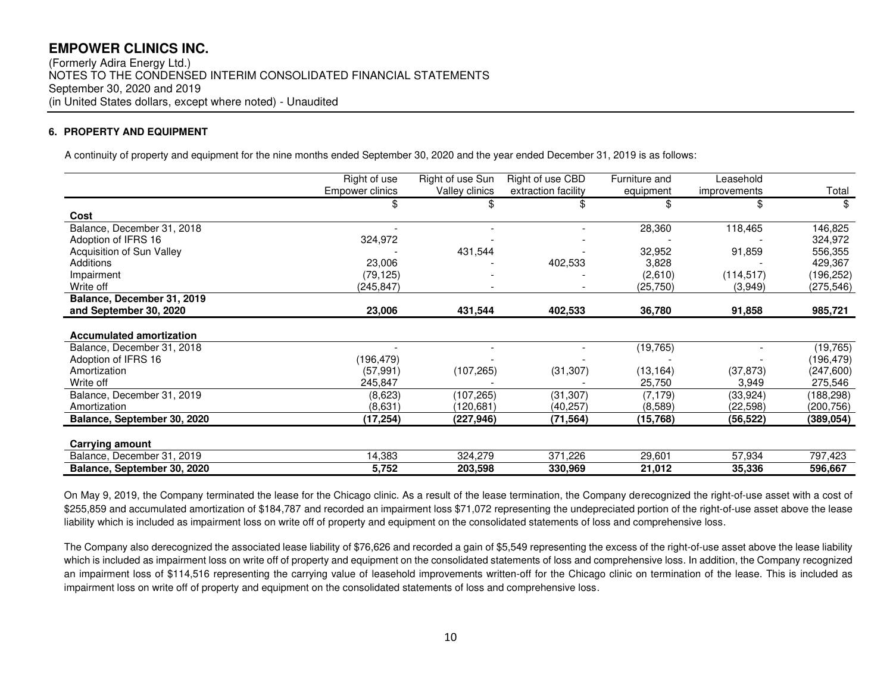## 6. PROPERTY AND EQUIPMENT

A continuity of property and equipment for the nine months ended September 30, 2020 and the year ended December 31, 2019 is as follows:

| | Right of use Empower clinics | Right of use Sun Valley clinics | Right of use CBD extraction facility | Furniture and equipment | Leasehold improvements | Total |
|---|---|---|---|---|---|---|
| | $ | $ | $ | $ | $ | $ |
| **Cost** | | | | | | |
| Balance, December 31, 2018 | - | - | - | 28,360 | 118,465 | 146,825 |
| Adoption of IFRS 16 | 324,972 | | - | - | - | 324,972 |
| Acquisition of Sun Valley | - | 431,544 | - | 32,952 | 91,859 | 556,355 |
| Additions | 23,006 | - | 402,533 | 3,828 | - | 429,367 |
| Impairment | (79,125) | - | - | (2,610) | (114,517) | (196,252) |
| Write off | (245,847) | - | - | (25,750) | (3,949) | (275,546) |
| **Balance, December 31, 2019 and September 30, 2020** | **23,006** | **431,544** | **402,533** | **36,780** | **91,858** | **985,721** |
| **Accumulated amortization** | | | | | | |
| Balance, December 31, 2018 | - | - | - | (19,765) | - | (19,765) |
| Adoption of IFRS 16 | (196,479) | | - | - | - | (196,479) |
| Amortization | (57,991) | (107,265) | (31,307) | (13,164) | (37,873) | (247,600) |
| Write off | 245,847 | - | - | 25,750 | 3,949 | 275,546 |
| Balance, December 31, 2019 | (8,623) | (107,265) | (31,307) | (7,179) | (33,924) | (188,298) |
| Amortization | (8,631) | (120,681) | (40,257) | (8,589) | (22,598) | (200,756) |
| **Balance, September 30, 2020** | **(17,254)** | **(227,946)** | **(71,564)** | **(15,768)** | **(56,522)** | **(389,054)** |
| **Carrying amount** | | | | | | |
| Balance, December 31, 2019 | 14,383 | 324,279 | 371,226 | 29,601 | 57,934 | 797,423 |
| **Balance, September 30, 2020** | **5,752** | **203,598** | **330,969** | **21,012** | **35,336** | **596,667** |

On May 9, 2019, the Company terminated the lease for the Chicago clinic. As a result of the lease termination, the Company derecognized the right-of-use asset with a cost of $255,859 and accumulated amortization of $184,787 and recorded an impairment loss $71,072 representing the undepreciated portion of the right-of-use asset above the lease liability which is included as impairment loss on write off of property and equipment on the consolidated statements of loss and comprehensive loss.

The Company also derecognized the associated lease liability of $76,626 and recorded a gain of $5,549 representing the excess of the right-of-use asset above the lease liability which is included as impairment loss on write off of property and equipment on the consolidated statements of loss and comprehensive loss. In addition, the Company recognized an impairment loss of $114,516 representing the carrying value of leasehold improvements written-off for the Chicago clinic on termination of the lease. This is included as impairment loss on write off of property and equipment on the consolidated statements of loss and comprehensive loss.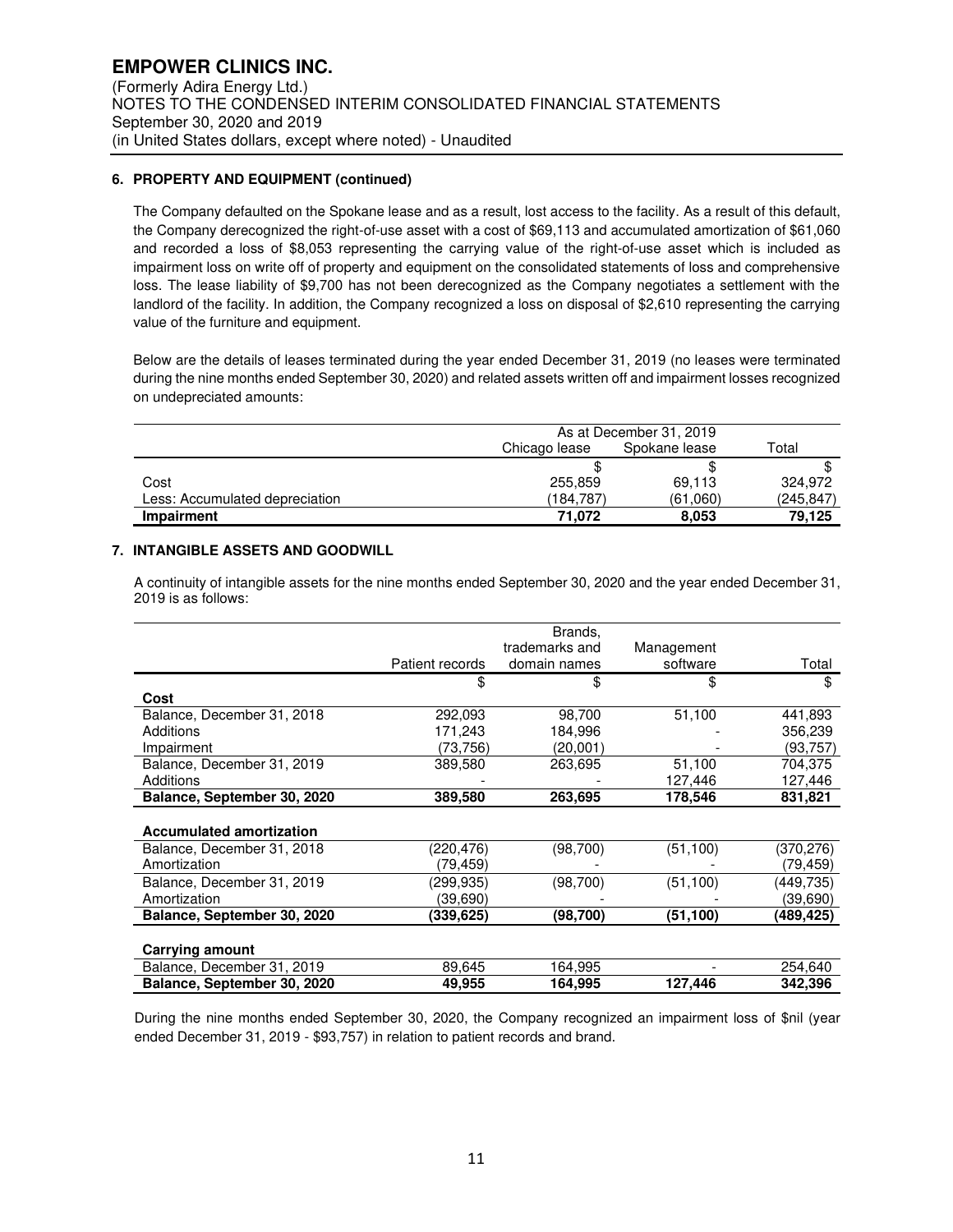### 6. PROPERTY AND EQUIPMENT (continued)

The Company defaulted on the Spokane lease and as a result, lost access to the facility. As a result of this default, the Company derecognized the right-of-use asset with a cost of $69,113 and accumulated amortization of $61,060 and recorded a loss of $8,053 representing the carrying value of the right-of-use asset which is included as impairment loss on write off of property and equipment on the consolidated statements of loss and comprehensive loss. The lease liability of $9,700 has not been derecognized as the Company negotiates a settlement with the landlord of the facility. In addition, the Company recognized a loss on disposal of $2,610 representing the carrying value of the furniture and equipment.

Below are the details of leases terminated during the year ended December 31, 2019 (no leases were terminated during the nine months ended September 30, 2020) and related assets written off and impairment losses recognized on undepreciated amounts:

| | As at December 31, 2019 | | |
|---|---|---|---|
| | Chicago lease | Spokane lease | Total |
| | $ | $ | $ |
| Cost | 255,859 | 69,113 | 324,972 |
| Less: Accumulated depreciation | (184,787) | (61,060) | (245,847) |
| **Impairment** | **71,072** | **8,053** | **79,125** |

### 7. INTANGIBLE ASSETS AND GOODWILL

A continuity of intangible assets for the nine months ended September 30, 2020 and the year ended December 31, 2019 is as follows:

| | Patient records | Brands, trademarks and domain names | Management software | Total |
|---|---|---|---|---|
| | $ | $ | $ | $ |
| **Cost** | | | | |
| Balance, December 31, 2018 | 292,093 | 98,700 | 51,100 | 441,893 |
| Additions | 171,243 | 184,996 | - | 356,239 |
| Impairment | (73,756) | (20,001) | - | (93,757) |
| Balance, December 31, 2019 | 389,580 | 263,695 | 51,100 | 704,375 |
| Additions | - | - | 127,446 | 127,446 |
| **Balance, September 30, 2020** | **389,580** | **263,695** | **178,546** | **831,821** |
| | | | | |
| **Accumulated amortization** | | | | |
| Balance, December 31, 2018 | (220,476) | (98,700) | (51,100) | (370,276) |
| Amortization | (79,459) | - | - | (79,459) |
| Balance, December 31, 2019 | (299,935) | (98,700) | (51,100) | (449,735) |
| Amortization | (39,690) | - | - | (39,690) |
| **Balance, September 30, 2020** | **(339,625)** | **(98,700)** | **(51,100)** | **(489,425)** |
| | | | | |
| **Carrying amount** | | | | |
| Balance, December 31, 2019 | 89,645 | 164,995 | - | 254,640 |
| **Balance, September 30, 2020** | **49,955** | **164,995** | **127,446** | **342,396** |

During the nine months ended September 30, 2020, the Company recognized an impairment loss of $nil (year ended December 31, 2019 - $93,757) in relation to patient records and brand.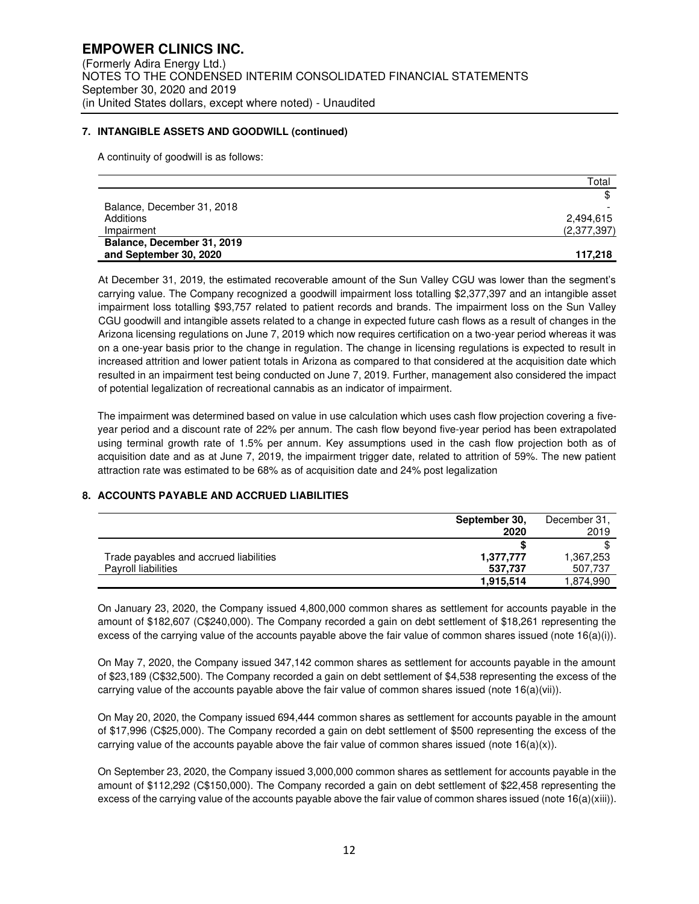### 7. INTANGIBLE ASSETS AND GOODWILL (continued)

A continuity of goodwill is as follows:

| | Total |
|---|---|
| | $ |
| Balance, December 31, 2018 | - |
| Additions | 2,494,615 |
| Impairment | (2,377,397) |
| **Balance, December 31, 2019 and September 30, 2020** | **117,218** |

At December 31, 2019, the estimated recoverable amount of the Sun Valley CGU was lower than the segment's carrying value. The Company recognized a goodwill impairment loss totalling $2,377,397 and an intangible asset impairment loss totalling $93,757 related to patient records and brands. The impairment loss on the Sun Valley CGU goodwill and intangible assets related to a change in expected future cash flows as a result of changes in the Arizona licensing regulations on June 7, 2019 which now requires certification on a two-year period whereas it was on a one-year basis prior to the change in regulation. The change in licensing regulations is expected to result in increased attrition and lower patient totals in Arizona as compared to that considered at the acquisition date which resulted in an impairment test being conducted on June 7, 2019. Further, management also considered the impact of potential legalization of recreational cannabis as an indicator of impairment.

The impairment was determined based on value in use calculation which uses cash flow projection covering a five-year period and a discount rate of 22% per annum. The cash flow beyond five-year period has been extrapolated using terminal growth rate of 1.5% per annum. Key assumptions used in the cash flow projection both as of acquisition date and as at June 7, 2019, the impairment trigger date, related to attrition of 59%. The new patient attraction rate was estimated to be 68% as of acquisition date and 24% post legalization

### 8. ACCOUNTS PAYABLE AND ACCRUED LIABILITIES

| | September 30, 2020 | December 31, 2019 |
|---|---|---|
| | **$** | $ |
| Trade payables and accrued liabilities | **1,377,777** | 1,367,253 |
| Payroll liabilities | **537,737** | 507,737 |
| | **1,915,514** | 1,874,990 |

On January 23, 2020, the Company issued 4,800,000 common shares as settlement for accounts payable in the amount of $182,607 (C$240,000). The Company recorded a gain on debt settlement of $18,261 representing the excess of the carrying value of the accounts payable above the fair value of common shares issued (note 16(a)(i)).

On May 7, 2020, the Company issued 347,142 common shares as settlement for accounts payable in the amount of $23,189 (C$32,500). The Company recorded a gain on debt settlement of $4,538 representing the excess of the carrying value of the accounts payable above the fair value of common shares issued (note 16(a)(vii)).

On May 20, 2020, the Company issued 694,444 common shares as settlement for accounts payable in the amount of $17,996 (C$25,000). The Company recorded a gain on debt settlement of $500 representing the excess of the carrying value of the accounts payable above the fair value of common shares issued (note 16(a)(x)).

On September 23, 2020, the Company issued 3,000,000 common shares as settlement for accounts payable in the amount of $112,292 (C$150,000). The Company recorded a gain on debt settlement of $22,458 representing the excess of the carrying value of the accounts payable above the fair value of common shares issued (note 16(a)(xiii)).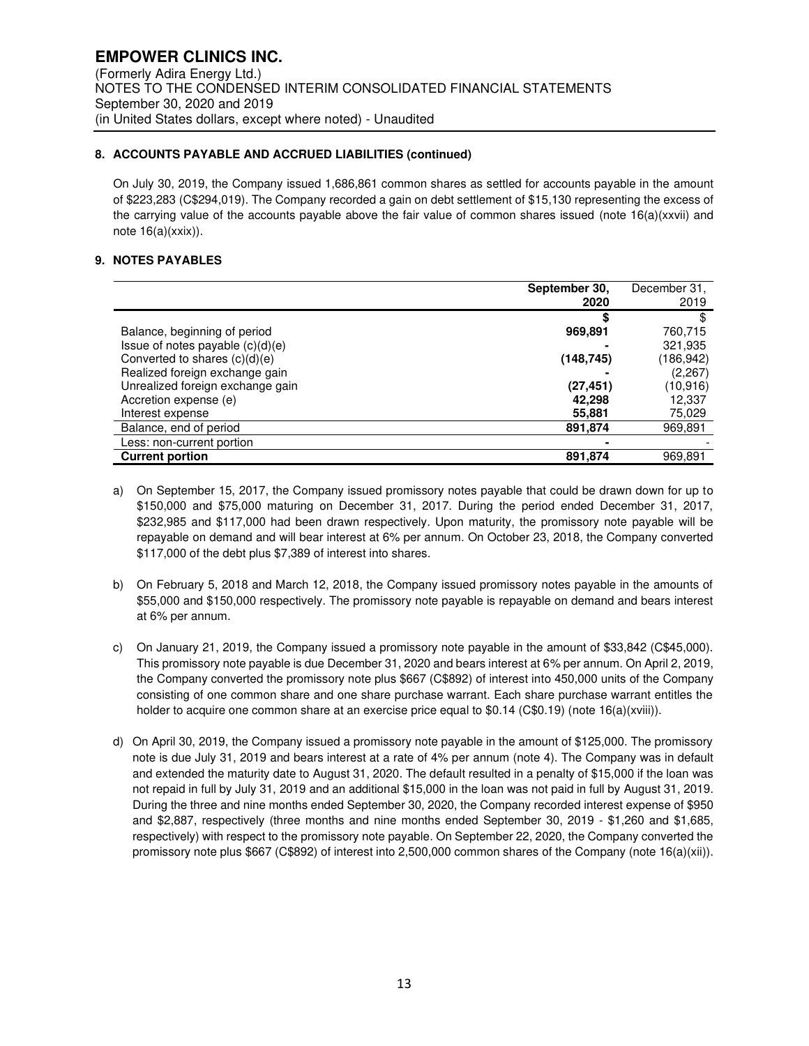**8. ACCOUNTS PAYABLE AND ACCRUED LIABILITIES (continued)**

On July 30, 2019, the Company issued 1,686,861 common shares as settled for accounts payable in the amount of $223,283 (C$294,019). The Company recorded a gain on debt settlement of $15,130 representing the excess of the carrying value of the accounts payable above the fair value of common shares issued (note 16(a)(xxvii) and note 16(a)(xxix)).

**9. NOTES PAYABLES**

| | **September 30, 2020** | December 31, 2019 |
|---|---|---|
| | **$** | $ |
| Balance, beginning of period | **969,891** | 760,715 |
| Issue of notes payable (c)(d)(e) | **-** | 321,935 |
| Converted to shares (c)(d)(e) | **(148,745)** | (186,942) |
| Realized foreign exchange gain | **-** | (2,267) |
| Unrealized foreign exchange gain | **(27,451)** | (10,916) |
| Accretion expense (e) | **42,298** | 12,337 |
| Interest expense | **55,881** | 75,029 |
| Balance, end of period | **891,874** | 969,891 |
| Less: non-current portion | **-** | - |
| **Current portion** | **891,874** | 969,891 |

a) On September 15, 2017, the Company issued promissory notes payable that could be drawn down for up to $150,000 and $75,000 maturing on December 31, 2017. During the period ended December 31, 2017, $232,985 and $117,000 had been drawn respectively. Upon maturity, the promissory note payable will be repayable on demand and will bear interest at 6% per annum. On October 23, 2018, the Company converted $117,000 of the debt plus $7,389 of interest into shares.

b) On February 5, 2018 and March 12, 2018, the Company issued promissory notes payable in the amounts of $55,000 and $150,000 respectively. The promissory note payable is repayable on demand and bears interest at 6% per annum.

c) On January 21, 2019, the Company issued a promissory note payable in the amount of $33,842 (C$45,000). This promissory note payable is due December 31, 2020 and bears interest at 6% per annum. On April 2, 2019, the Company converted the promissory note plus $667 (C$892) of interest into 450,000 units of the Company consisting of one common share and one share purchase warrant. Each share purchase warrant entitles the holder to acquire one common share at an exercise price equal to $0.14 (C$0.19) (note 16(a)(xviii)).

d) On April 30, 2019, the Company issued a promissory note payable in the amount of $125,000. The promissory note is due July 31, 2019 and bears interest at a rate of 4% per annum (note 4). The Company was in default and extended the maturity date to August 31, 2020. The default resulted in a penalty of $15,000 if the loan was not repaid in full by July 31, 2019 and an additional $15,000 in the loan was not paid in full by August 31, 2019. During the three and nine months ended September 30, 2020, the Company recorded interest expense of $950 and $2,887, respectively (three months and nine months ended September 30, 2019 - $1,260 and $1,685, respectively) with respect to the promissory note payable. On September 22, 2020, the Company converted the promissory note plus $667 (C$892) of interest into 2,500,000 common shares of the Company (note 16(a)(xii)).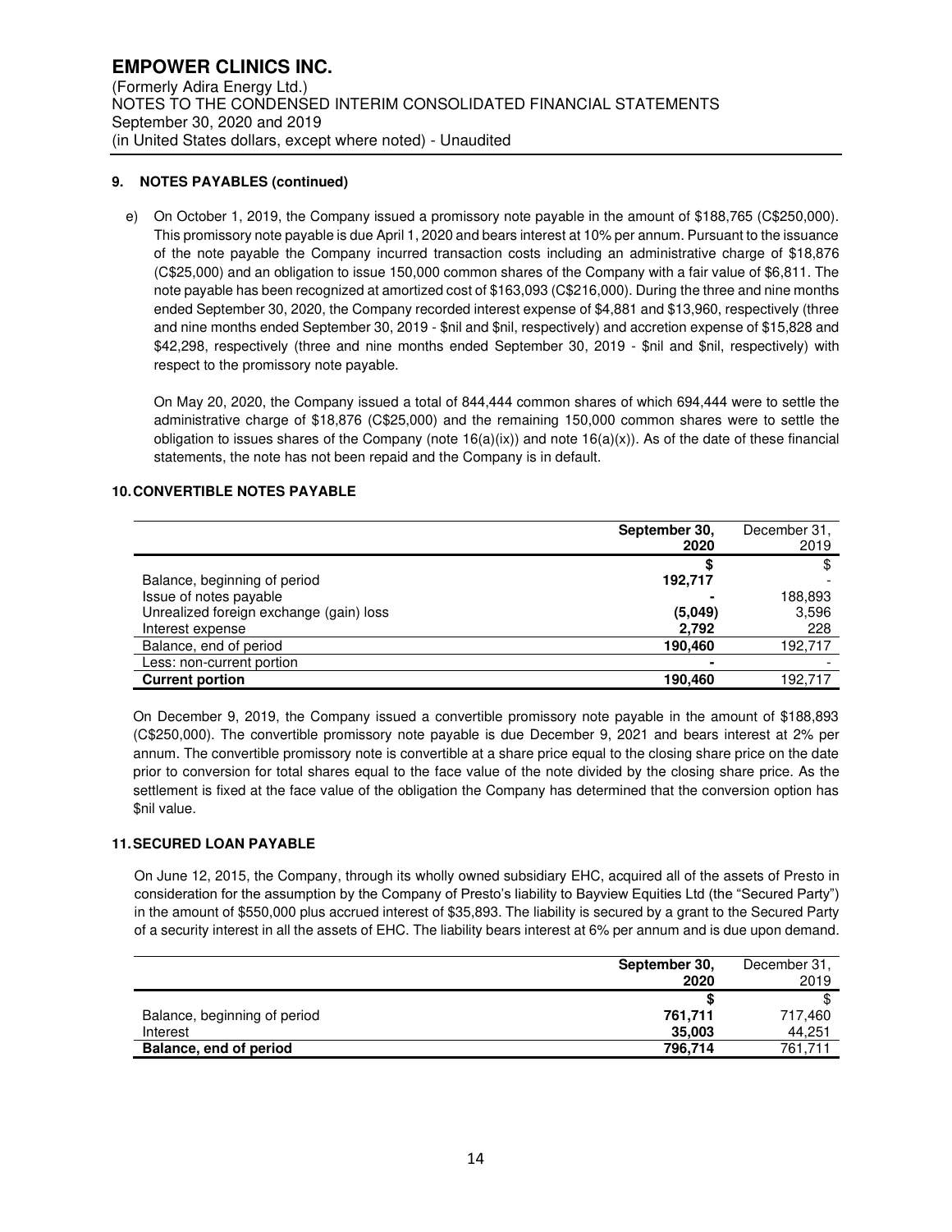## 9. NOTES PAYABLES (continued)

e) On October 1, 2019, the Company issued a promissory note payable in the amount of $188,765 (C$250,000). This promissory note payable is due April 1, 2020 and bears interest at 10% per annum. Pursuant to the issuance of the note payable the Company incurred transaction costs including an administrative charge of $18,876 (C$25,000) and an obligation to issue 150,000 common shares of the Company with a fair value of $6,811. The note payable has been recognized at amortized cost of $163,093 (C$216,000). During the three and nine months ended September 30, 2020, the Company recorded interest expense of $4,881 and $13,960, respectively (three and nine months ended September 30, 2019 - $nil and $nil, respectively) and accretion expense of $15,828 and $42,298, respectively (three and nine months ended September 30, 2019 - $nil and $nil, respectively) with respect to the promissory note payable.

On May 20, 2020, the Company issued a total of 844,444 common shares of which 694,444 were to settle the administrative charge of $18,876 (C$25,000) and the remaining 150,000 common shares were to settle the obligation to issues shares of the Company (note 16(a)(ix)) and note 16(a)(x)). As of the date of these financial statements, the note has not been repaid and the Company is in default.

## 10. CONVERTIBLE NOTES PAYABLE

| | **September 30, 2020** | December 31, 2019 |
|---|---|---|
| | **$** | $ |
| Balance, beginning of period | **192,717** | - |
| Issue of notes payable | **-** | 188,893 |
| Unrealized foreign exchange (gain) loss | **(5,049)** | 3,596 |
| Interest expense | **2,792** | 228 |
| Balance, end of period | **190,460** | 192,717 |
| Less: non-current portion | **-** | - |
| **Current portion** | **190,460** | 192,717 |

On December 9, 2019, the Company issued a convertible promissory note payable in the amount of $188,893 (C$250,000). The convertible promissory note payable is due December 9, 2021 and bears interest at 2% per annum. The convertible promissory note is convertible at a share price equal to the closing share price on the date prior to conversion for total shares equal to the face value of the note divided by the closing share price. As the settlement is fixed at the face value of the obligation the Company has determined that the conversion option has $nil value.

## 11. SECURED LOAN PAYABLE

On June 12, 2015, the Company, through its wholly owned subsidiary EHC, acquired all of the assets of Presto in consideration for the assumption by the Company of Presto's liability to Bayview Equities Ltd (the "Secured Party") in the amount of $550,000 plus accrued interest of $35,893. The liability is secured by a grant to the Secured Party of a security interest in all the assets of EHC. The liability bears interest at 6% per annum and is due upon demand.

| | **September 30, 2020** | December 31, 2019 |
|---|---|---|
| | **$** | $ |
| Balance, beginning of period | **761,711** | 717,460 |
| Interest | **35,003** | 44,251 |
| **Balance, end of period** | **796,714** | 761,711 |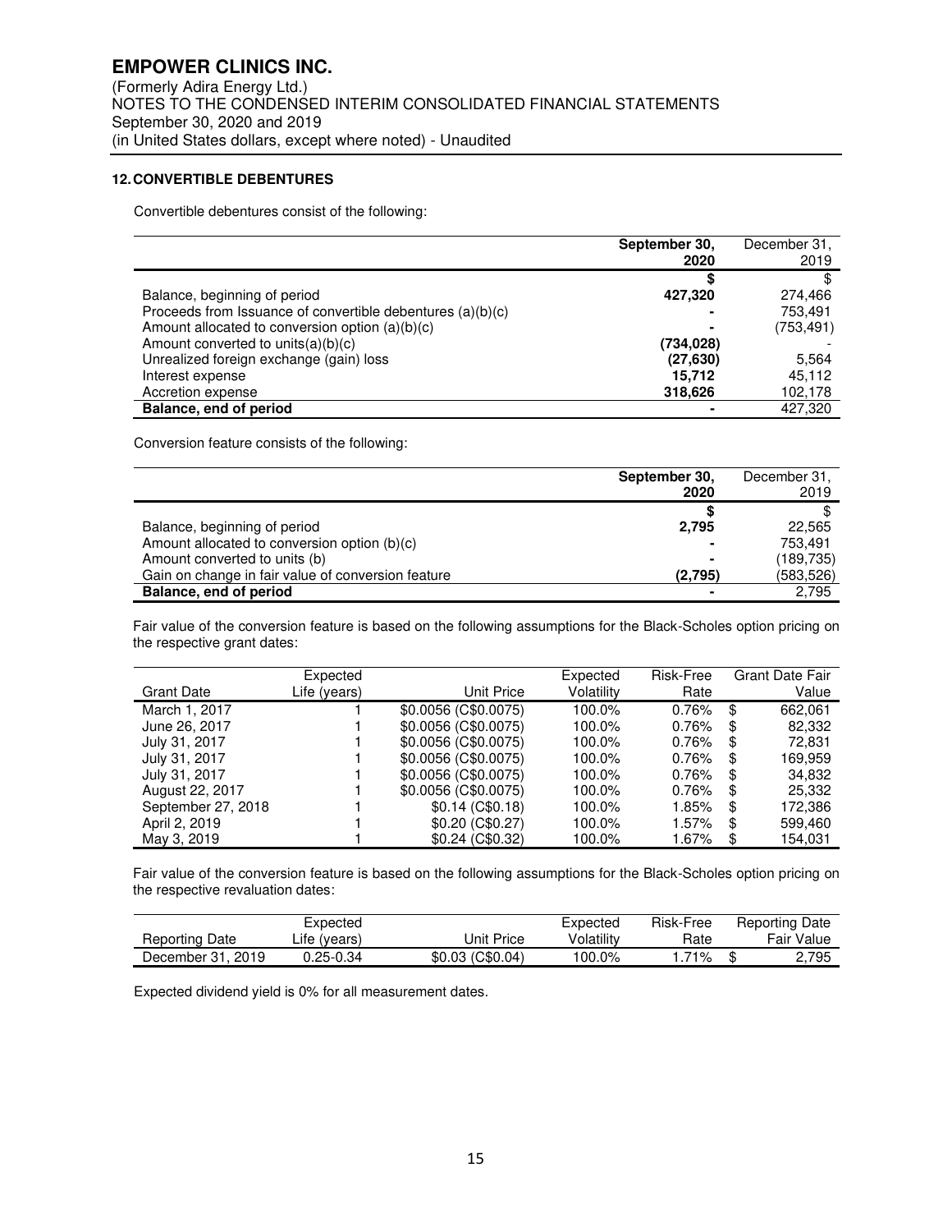## 12. CONVERTIBLE DEBENTURES

Convertible debentures consist of the following:

| | September 30, 2020 | December 31, 2019 |
|---|---|---|
| | **$** | $ |
| Balance, beginning of period | **427,320** | 274,466 |
| Proceeds from Issuance of convertible debentures (a)(b)(c) | **-** | 753,491 |
| Amount allocated to conversion option (a)(b)(c) | **-** | (753,491) |
| Amount converted to units(a)(b)(c) | **(734,028)** | - |
| Unrealized foreign exchange (gain) loss | **(27,630)** | 5,564 |
| Interest expense | **15,712** | 45,112 |
| Accretion expense | **318,626** | 102,178 |
| **Balance, end of period** | **-** | 427,320 |

Conversion feature consists of the following:

| | September 30, 2020 | December 31, 2019 |
|---|---|---|
| | **$** | $ |
| Balance, beginning of period | **2,795** | 22,565 |
| Amount allocated to conversion option (b)(c) | **-** | 753,491 |
| Amount converted to units (b) | **-** | (189,735) |
| Gain on change in fair value of conversion feature | **(2,795)** | (583,526) |
| **Balance, end of period** | **-** | 2,795 |

Fair value of the conversion feature is based on the following assumptions for the Black-Scholes option pricing on the respective grant dates:

| Grant Date | Expected Life (years) | Unit Price | Expected Volatility | Risk-Free Rate | Grant Date Fair Value |
|---|---|---|---|---|---|
| March 1, 2017 | 1 | $0.0056 (C$0.0075) | 100.0% | 0.76% | $ 662,061 |
| June 26, 2017 | 1 | $0.0056 (C$0.0075) | 100.0% | 0.76% | $ 82,332 |
| July 31, 2017 | 1 | $0.0056 (C$0.0075) | 100.0% | 0.76% | $ 72,831 |
| July 31, 2017 | 1 | $0.0056 (C$0.0075) | 100.0% | 0.76% | $ 169,959 |
| July 31, 2017 | 1 | $0.0056 (C$0.0075) | 100.0% | 0.76% | $ 34,832 |
| August 22, 2017 | 1 | $0.0056 (C$0.0075) | 100.0% | 0.76% | $ 25,332 |
| September 27, 2018 | 1 | $0.14 (C$0.18) | 100.0% | 1.85% | $ 172,386 |
| April 2, 2019 | 1 | $0.20 (C$0.27) | 100.0% | 1.57% | $ 599,460 |
| May 3, 2019 | 1 | $0.24 (C$0.32) | 100.0% | 1.67% | $ 154,031 |

Fair value of the conversion feature is based on the following assumptions for the Black-Scholes option pricing on the respective revaluation dates:

| Reporting Date | Expected Life (years) | Unit Price | Expected Volatility | Risk-Free Rate | Reporting Date Fair Value |
|---|---|---|---|---|---|
| December 31, 2019 | 0.25-0.34 | $0.03 (C$0.04) | 100.0% | 1.71% | $ 2,795 |

Expected dividend yield is 0% for all measurement dates.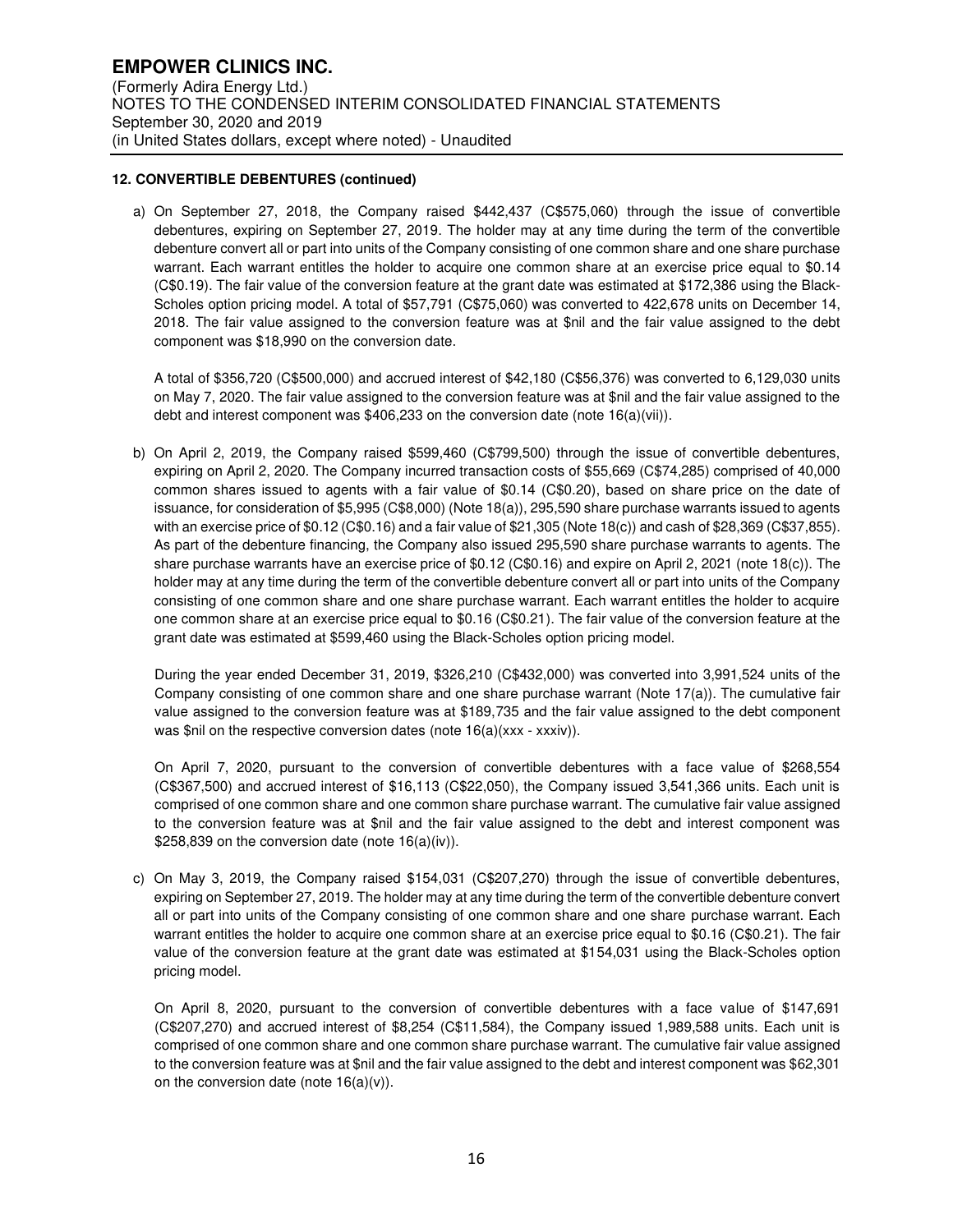### 12. CONVERTIBLE DEBENTURES (continued)

a) On September 27, 2018, the Company raised $442,437 (C$575,060) through the issue of convertible debentures, expiring on September 27, 2019. The holder may at any time during the term of the convertible debenture convert all or part into units of the Company consisting of one common share and one share purchase warrant. Each warrant entitles the holder to acquire one common share at an exercise price equal to $0.14 (C$0.19). The fair value of the conversion feature at the grant date was estimated at $172,386 using the Black-Scholes option pricing model. A total of $57,791 (C$75,060) was converted to 422,678 units on December 14, 2018. The fair value assigned to the conversion feature was at $nil and the fair value assigned to the debt component was $18,990 on the conversion date.

   A total of $356,720 (C$500,000) and accrued interest of $42,180 (C$56,376) was converted to 6,129,030 units on May 7, 2020. The fair value assigned to the conversion feature was at $nil and the fair value assigned to the debt and interest component was $406,233 on the conversion date (note 16(a)(vii)).

b) On April 2, 2019, the Company raised $599,460 (C$799,500) through the issue of convertible debentures, expiring on April 2, 2020. The Company incurred transaction costs of $55,669 (C$74,285) comprised of 40,000 common shares issued to agents with a fair value of $0.14 (C$0.20), based on share price on the date of issuance, for consideration of $5,995 (C$8,000) (Note 18(a)), 295,590 share purchase warrants issued to agents with an exercise price of $0.12 (C$0.16) and a fair value of $21,305 (Note 18(c)) and cash of $28,369 (C$37,855). As part of the debenture financing, the Company also issued 295,590 share purchase warrants to agents. The share purchase warrants have an exercise price of $0.12 (C$0.16) and expire on April 2, 2021 (note 18(c)). The holder may at any time during the term of the convertible debenture convert all or part into units of the Company consisting of one common share and one share purchase warrant. Each warrant entitles the holder to acquire one common share at an exercise price equal to $0.16 (C$0.21). The fair value of the conversion feature at the grant date was estimated at $599,460 using the Black-Scholes option pricing model.

   During the year ended December 31, 2019, $326,210 (C$432,000) was converted into 3,991,524 units of the Company consisting of one common share and one share purchase warrant (Note 17(a)). The cumulative fair value assigned to the conversion feature was at $189,735 and the fair value assigned to the debt component was $nil on the respective conversion dates (note 16(a)(xxx - xxxiv)).

   On April 7, 2020, pursuant to the conversion of convertible debentures with a face value of $268,554 (C$367,500) and accrued interest of $16,113 (C$22,050), the Company issued 3,541,366 units. Each unit is comprised of one common share and one common share purchase warrant. The cumulative fair value assigned to the conversion feature was at $nil and the fair value assigned to the debt and interest component was $258,839 on the conversion date (note 16(a)(iv)).

c) On May 3, 2019, the Company raised $154,031 (C$207,270) through the issue of convertible debentures, expiring on September 27, 2019. The holder may at any time during the term of the convertible debenture convert all or part into units of the Company consisting of one common share and one share purchase warrant. Each warrant entitles the holder to acquire one common share at an exercise price equal to $0.16 (C$0.21). The fair value of the conversion feature at the grant date was estimated at $154,031 using the Black-Scholes option pricing model.

   On April 8, 2020, pursuant to the conversion of convertible debentures with a face value of $147,691 (C$207,270) and accrued interest of $8,254 (C$11,584), the Company issued 1,989,588 units. Each unit is comprised of one common share and one common share purchase warrant. The cumulative fair value assigned to the conversion feature was at $nil and the fair value assigned to the debt and interest component was $62,301 on the conversion date (note 16(a)(v)).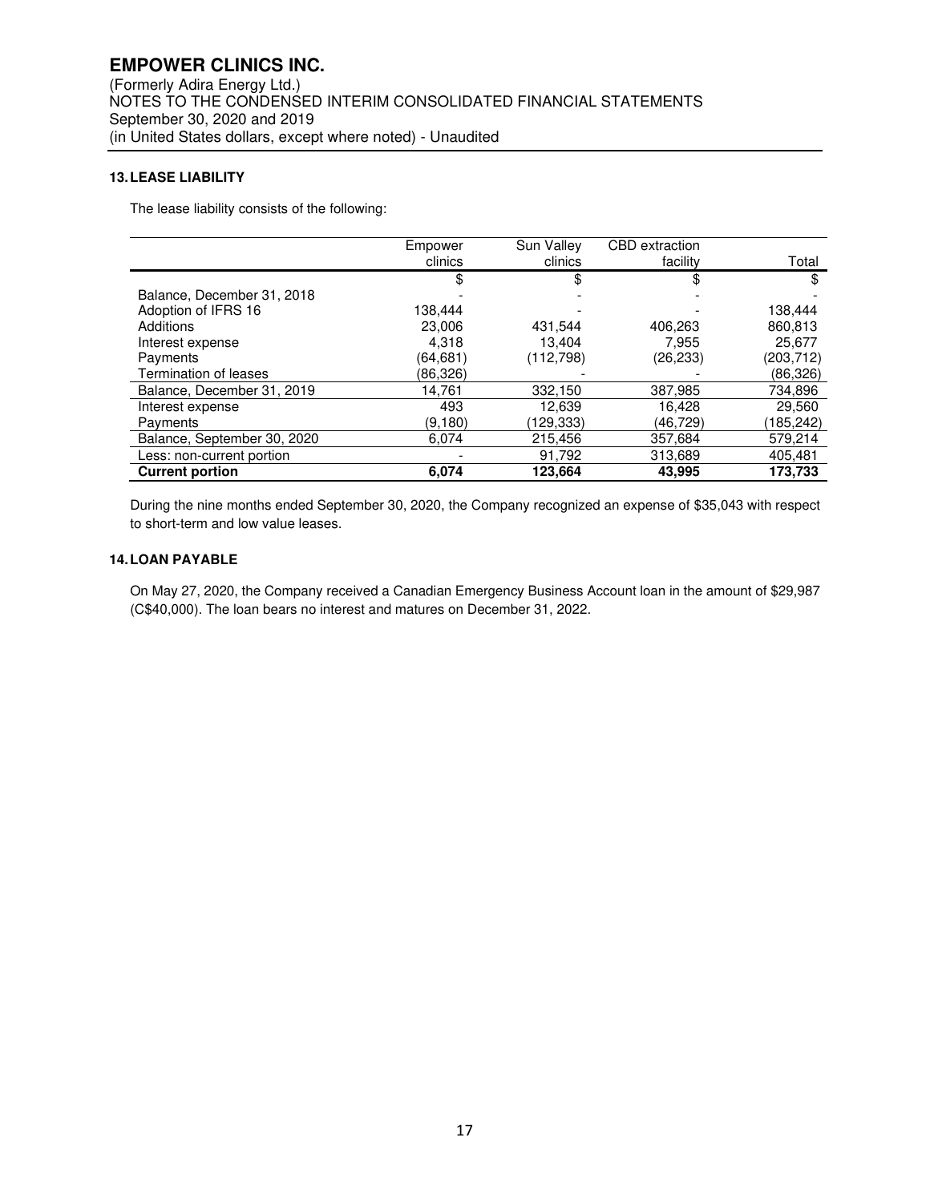# EMPOWER CLINICS INC.

(Formerly Adira Energy Ltd.)
NOTES TO THE CONDENSED INTERIM CONSOLIDATED FINANCIAL STATEMENTS
September 30, 2020 and 2019
(in United States dollars, except where noted) - Unaudited

## 13. LEASE LIABILITY

The lease liability consists of the following:

| | Empower clinics | Sun Valley clinics | CBD extraction facility | Total |
|---|---|---|---|---|
| | $ | $ | $ | $ |
| Balance, December 31, 2018 | - | - | - | - |
| Adoption of IFRS 16 | 138,444 | - | - | 138,444 |
| Additions | 23,006 | 431,544 | 406,263 | 860,813 |
| Interest expense | 4,318 | 13,404 | 7,955 | 25,677 |
| Payments | (64,681) | (112,798) | (26,233) | (203,712) |
| Termination of leases | (86,326) | - | - | (86,326) |
| Balance, December 31, 2019 | 14,761 | 332,150 | 387,985 | 734,896 |
| Interest expense | 493 | 12,639 | 16,428 | 29,560 |
| Payments | (9,180) | (129,333) | (46,729) | (185,242) |
| Balance, September 30, 2020 | 6,074 | 215,456 | 357,684 | 579,214 |
| Less: non-current portion | - | 91,792 | 313,689 | 405,481 |
| **Current portion** | **6,074** | **123,664** | **43,995** | **173,733** |

During the nine months ended September 30, 2020, the Company recognized an expense of $35,043 with respect to short-term and low value leases.

## 14. LOAN PAYABLE

On May 27, 2020, the Company received a Canadian Emergency Business Account loan in the amount of $29,987 (C$40,000). The loan bears no interest and matures on December 31, 2022.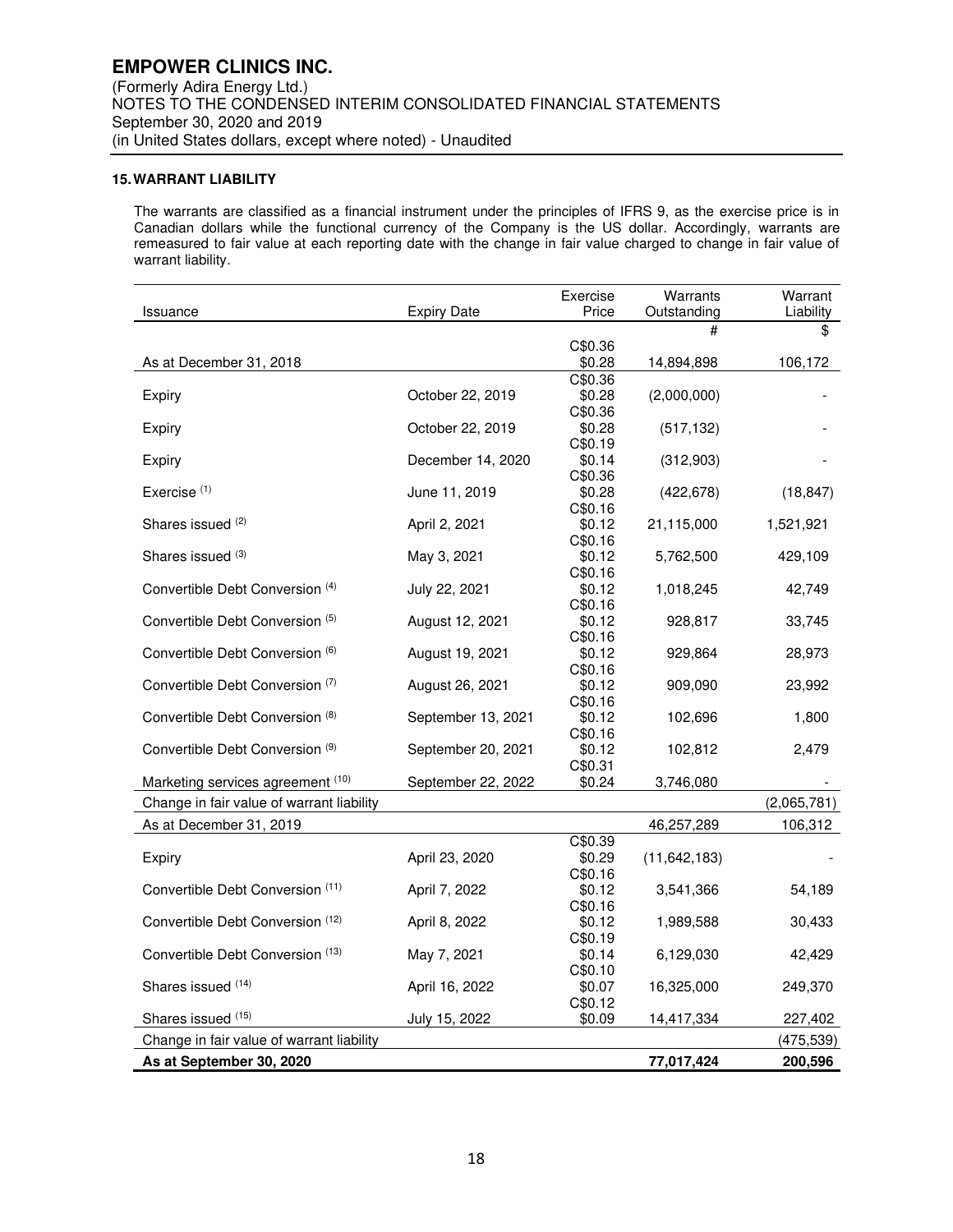## 15. WARRANT LIABILITY

The warrants are classified as a financial instrument under the principles of IFRS 9, as the exercise price is in Canadian dollars while the functional currency of the Company is the US dollar. Accordingly, warrants are remeasured to fair value at each reporting date with the change in fair value charged to change in fair value of warrant liability.

| Issuance | Expiry Date | Exercise Price | Warrants Outstanding | Warrant Liability |
|---|---|---|---|---|
| | | | # | $ |
| As at December 31, 2018 | | C$0.36 $0.28 | 14,894,898 | 106,172 |
| Expiry | October 22, 2019 | C$0.36 $0.28 | (2,000,000) | - |
| Expiry | October 22, 2019 | C$0.36 $0.28 | (517,132) | - |
| Expiry | December 14, 2020 | C$0.19 $0.14 | (312,903) | - |
| Exercise (1) | June 11, 2019 | C$0.36 $0.28 | (422,678) | (18,847) |
| Shares issued (2) | April 2, 2021 | C$0.16 $0.12 | 21,115,000 | 1,521,921 |
| Shares issued (3) | May 3, 2021 | C$0.16 $0.12 | 5,762,500 | 429,109 |
| Convertible Debt Conversion (4) | July 22, 2021 | C$0.16 $0.12 | 1,018,245 | 42,749 |
| Convertible Debt Conversion (5) | August 12, 2021 | C$0.16 $0.12 | 928,817 | 33,745 |
| Convertible Debt Conversion (6) | August 19, 2021 | C$0.16 $0.12 | 929,864 | 28,973 |
| Convertible Debt Conversion (7) | August 26, 2021 | C$0.16 $0.12 | 909,090 | 23,992 |
| Convertible Debt Conversion (8) | September 13, 2021 | C$0.16 $0.12 | 102,696 | 1,800 |
| Convertible Debt Conversion (9) | September 20, 2021 | C$0.16 $0.12 | 102,812 | 2,479 |
| Marketing services agreement (10) | September 22, 2022 | C$0.31 $0.24 | 3,746,080 | - |
| Change in fair value of warrant liability | | | | (2,065,781) |
| As at December 31, 2019 | | | 46,257,289 | 106,312 |
| Expiry | April 23, 2020 | C$0.39 $0.29 | (11,642,183) | - |
| Convertible Debt Conversion (11) | April 7, 2022 | C$0.16 $0.12 | 3,541,366 | 54,189 |
| Convertible Debt Conversion (12) | April 8, 2022 | C$0.16 $0.12 | 1,989,588 | 30,433 |
| Convertible Debt Conversion (13) | May 7, 2021 | C$0.19 $0.14 | 6,129,030 | 42,429 |
| Shares issued (14) | April 16, 2022 | C$0.10 $0.07 | 16,325,000 | 249,370 |
| Shares issued (15) | July 15, 2022 | C$0.12 $0.09 | 14,417,334 | 227,402 |
| Change in fair value of warrant liability | | | | (475,539) |
| **As at September 30, 2020** | | | **77,017,424** | **200,596** |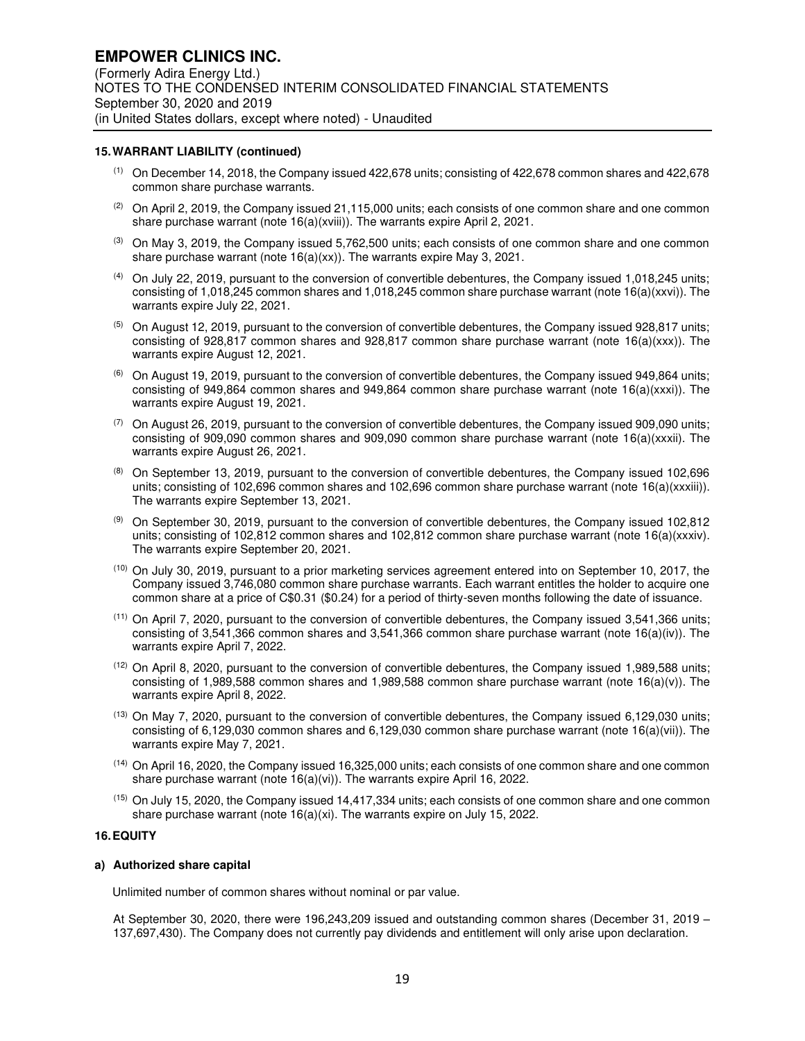### 15. WARRANT LIABILITY (continued)

(1) On December 14, 2018, the Company issued 422,678 units; consisting of 422,678 common shares and 422,678 common share purchase warrants.

(2) On April 2, 2019, the Company issued 21,115,000 units; each consists of one common share and one common share purchase warrant (note 16(a)(xviii)). The warrants expire April 2, 2021.

(3) On May 3, 2019, the Company issued 5,762,500 units; each consists of one common share and one common share purchase warrant (note 16(a)(xx)). The warrants expire May 3, 2021.

(4) On July 22, 2019, pursuant to the conversion of convertible debentures, the Company issued 1,018,245 units; consisting of 1,018,245 common shares and 1,018,245 common share purchase warrant (note 16(a)(xxvi)). The warrants expire July 22, 2021.

(5) On August 12, 2019, pursuant to the conversion of convertible debentures, the Company issued 928,817 units; consisting of 928,817 common shares and 928,817 common share purchase warrant (note 16(a)(xxx)). The warrants expire August 12, 2021.

(6) On August 19, 2019, pursuant to the conversion of convertible debentures, the Company issued 949,864 units; consisting of 949,864 common shares and 949,864 common share purchase warrant (note 16(a)(xxxi)). The warrants expire August 19, 2021.

(7) On August 26, 2019, pursuant to the conversion of convertible debentures, the Company issued 909,090 units; consisting of 909,090 common shares and 909,090 common share purchase warrant (note 16(a)(xxxii). The warrants expire August 26, 2021.

(8) On September 13, 2019, pursuant to the conversion of convertible debentures, the Company issued 102,696 units; consisting of 102,696 common shares and 102,696 common share purchase warrant (note 16(a)(xxxiii)). The warrants expire September 13, 2021.

(9) On September 30, 2019, pursuant to the conversion of convertible debentures, the Company issued 102,812 units; consisting of 102,812 common shares and 102,812 common share purchase warrant (note 16(a)(xxxiv). The warrants expire September 20, 2021.

(10) On July 30, 2019, pursuant to a prior marketing services agreement entered into on September 10, 2017, the Company issued 3,746,080 common share purchase warrants. Each warrant entitles the holder to acquire one common share at a price of C$0.31 ($0.24) for a period of thirty-seven months following the date of issuance.

(11) On April 7, 2020, pursuant to the conversion of convertible debentures, the Company issued 3,541,366 units; consisting of 3,541,366 common shares and 3,541,366 common share purchase warrant (note 16(a)(iv)). The warrants expire April 7, 2022.

(12) On April 8, 2020, pursuant to the conversion of convertible debentures, the Company issued 1,989,588 units; consisting of 1,989,588 common shares and 1,989,588 common share purchase warrant (note 16(a)(v)). The warrants expire April 8, 2022.

(13) On May 7, 2020, pursuant to the conversion of convertible debentures, the Company issued 6,129,030 units; consisting of 6,129,030 common shares and 6,129,030 common share purchase warrant (note 16(a)(vii)). The warrants expire May 7, 2021.

(14) On April 16, 2020, the Company issued 16,325,000 units; each consists of one common share and one common share purchase warrant (note 16(a)(vi)). The warrants expire April 16, 2022.

(15) On July 15, 2020, the Company issued 14,417,334 units; each consists of one common share and one common share purchase warrant (note 16(a)(xi). The warrants expire on July 15, 2022.

### 16. EQUITY

**a) Authorized share capital**

Unlimited number of common shares without nominal or par value.

At September 30, 2020, there were 196,243,209 issued and outstanding common shares (December 31, 2019 – 137,697,430). The Company does not currently pay dividends and entitlement will only arise upon declaration.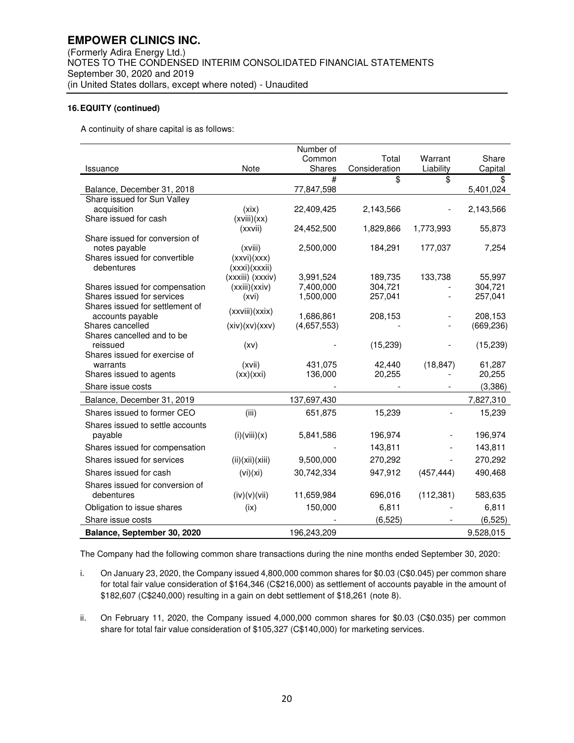**16. EQUITY (continued)**

A continuity of share capital is as follows:

| Issuance | Note | Number of Common Shares | Total Consideration | Warrant Liability | Share Capital |
|---|---|---|---|---|---|
| | | # | $ | $ | $ |
| Balance, December 31, 2018 | | 77,847,598 | | | 5,401,024 |
| Share issued for Sun Valley acquisition | (xix) | 22,409,425 | 2,143,566 | - | 2,143,566 |
| Share issued for cash | (xviii)(xx)(xxvii) | 24,452,500 | 1,829,866 | 1,773,993 | 55,873 |
| Share issued for conversion of notes payable | (xviii) | 2,500,000 | 184,291 | 177,037 | 7,254 |
| Shares issued for convertible debentures | (xxvi)(xxx)(xxxi)(xxxii)(xxxiii) (xxxiv) | 3,991,524 | 189,735 | 133,738 | 55,997 |
| Shares issued for compensation | (xxiii)(xxiv) | 7,400,000 | 304,721 | - | 304,721 |
| Shares issued for services | (xvi) | 1,500,000 | 257,041 | - | 257,041 |
| Shares issued for settlement of accounts payable | (xxviii)(xxix) | 1,686,861 | 208,153 | - | 208,153 |
| Shares cancelled | (xiv)(xv)(xxv) | (4,657,553) | - | - | (669,236) |
| Shares cancelled and to be reissued | (xv) | - | (15,239) | - | (15,239) |
| Shares issued for exercise of warrants | (xvii) | 431,075 | 42,440 | (18,847) | 61,287 |
| Shares issued to agents | (xx)(xxi) | 136,000 | 20,255 | - | 20,255 |
| Share issue costs | | - | - | - | (3,386) |
| Balance, December 31, 2019 | | 137,697,430 | | | 7,827,310 |
| Shares issued to former CEO | (iii) | 651,875 | 15,239 | - | 15,239 |
| Shares issued to settle accounts payable | (i)(viii)(x) | 5,841,586 | 196,974 | - | 196,974 |
| Shares issued for compensation | | - | 143,811 | - | 143,811 |
| Shares issued for services | (ii)(xii)(xiii) | 9,500,000 | 270,292 | - | 270,292 |
| Shares issued for cash | (vi)(xi) | 30,742,334 | 947,912 | (457,444) | 490,468 |
| Shares issued for conversion of debentures | (iv)(v)(vii) | 11,659,984 | 696,016 | (112,381) | 583,635 |
| Obligation to issue shares | (ix) | 150,000 | 6,811 | - | 6,811 |
| Share issue costs | | - | (6,525) | - | (6,525) |
| **Balance, September 30, 2020** | | 196,243,209 | | | 9,528,015 |

The Company had the following common share transactions during the nine months ended September 30, 2020:

i. On January 23, 2020, the Company issued 4,800,000 common shares for $0.03 (C$0.045) per common share for total fair value consideration of $164,346 (C$216,000) as settlement of accounts payable in the amount of $182,607 (C$240,000) resulting in a gain on debt settlement of $18,261 (note 8).

ii. On February 11, 2020, the Company issued 4,000,000 common shares for $0.03 (C$0.035) per common share for total fair value consideration of $105,327 (C$140,000) for marketing services.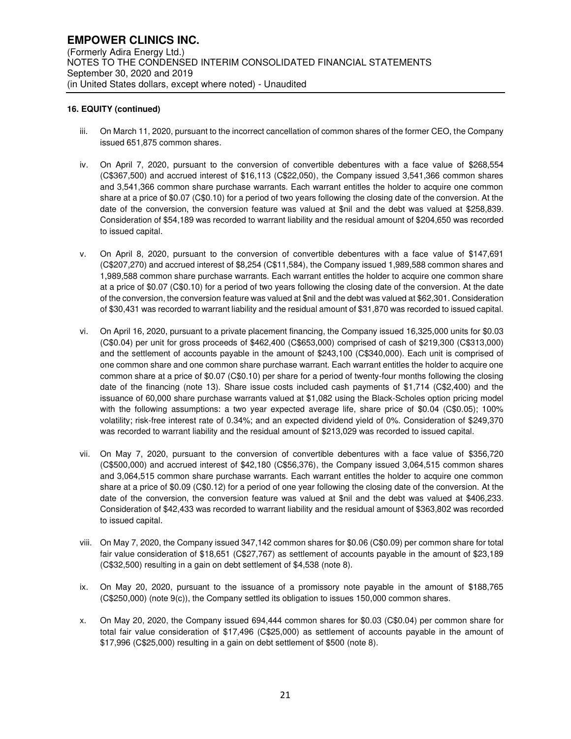**16. EQUITY (continued)**

iii. On March 11, 2020, pursuant to the incorrect cancellation of common shares of the former CEO, the Company issued 651,875 common shares.

iv. On April 7, 2020, pursuant to the conversion of convertible debentures with a face value of $268,554 (C$367,500) and accrued interest of $16,113 (C$22,050), the Company issued 3,541,366 common shares and 3,541,366 common share purchase warrants. Each warrant entitles the holder to acquire one common share at a price of $0.07 (C$0.10) for a period of two years following the closing date of the conversion. At the date of the conversion, the conversion feature was valued at $nil and the debt was valued at $258,839. Consideration of $54,189 was recorded to warrant liability and the residual amount of $204,650 was recorded to issued capital.

v. On April 8, 2020, pursuant to the conversion of convertible debentures with a face value of $147,691 (C$207,270) and accrued interest of $8,254 (C$11,584), the Company issued 1,989,588 common shares and 1,989,588 common share purchase warrants. Each warrant entitles the holder to acquire one common share at a price of $0.07 (C$0.10) for a period of two years following the closing date of the conversion. At the date of the conversion, the conversion feature was valued at $nil and the debt was valued at $62,301. Consideration of $30,431 was recorded to warrant liability and the residual amount of $31,870 was recorded to issued capital.

vi. On April 16, 2020, pursuant to a private placement financing, the Company issued 16,325,000 units for $0.03 (C$0.04) per unit for gross proceeds of $462,400 (C$653,000) comprised of cash of $219,300 (C$313,000) and the settlement of accounts payable in the amount of $243,100 (C$340,000). Each unit is comprised of one common share and one common share purchase warrant. Each warrant entitles the holder to acquire one common share at a price of $0.07 (C$0.10) per share for a period of twenty-four months following the closing date of the financing (note 13). Share issue costs included cash payments of $1,714 (C$2,400) and the issuance of 60,000 share purchase warrants valued at $1,082 using the Black-Scholes option pricing model with the following assumptions: a two year expected average life, share price of $0.04 (C$0.05); 100% volatility; risk-free interest rate of 0.34%; and an expected dividend yield of 0%. Consideration of $249,370 was recorded to warrant liability and the residual amount of $213,029 was recorded to issued capital.

vii. On May 7, 2020, pursuant to the conversion of convertible debentures with a face value of $356,720 (C$500,000) and accrued interest of $42,180 (C$56,376), the Company issued 3,064,515 common shares and 3,064,515 common share purchase warrants. Each warrant entitles the holder to acquire one common share at a price of $0.09 (C$0.12) for a period of one year following the closing date of the conversion. At the date of the conversion, the conversion feature was valued at $nil and the debt was valued at $406,233. Consideration of $42,433 was recorded to warrant liability and the residual amount of $363,802 was recorded to issued capital.

viii. On May 7, 2020, the Company issued 347,142 common shares for $0.06 (C$0.09) per common share for total fair value consideration of $18,651 (C$27,767) as settlement of accounts payable in the amount of $23,189 (C$32,500) resulting in a gain on debt settlement of $4,538 (note 8).

ix. On May 20, 2020, pursuant to the issuance of a promissory note payable in the amount of $188,765 (C$250,000) (note 9(c)), the Company settled its obligation to issues 150,000 common shares.

x. On May 20, 2020, the Company issued 694,444 common shares for $0.03 (C$0.04) per common share for total fair value consideration of $17,496 (C$25,000) as settlement of accounts payable in the amount of $17,996 (C$25,000) resulting in a gain on debt settlement of $500 (note 8).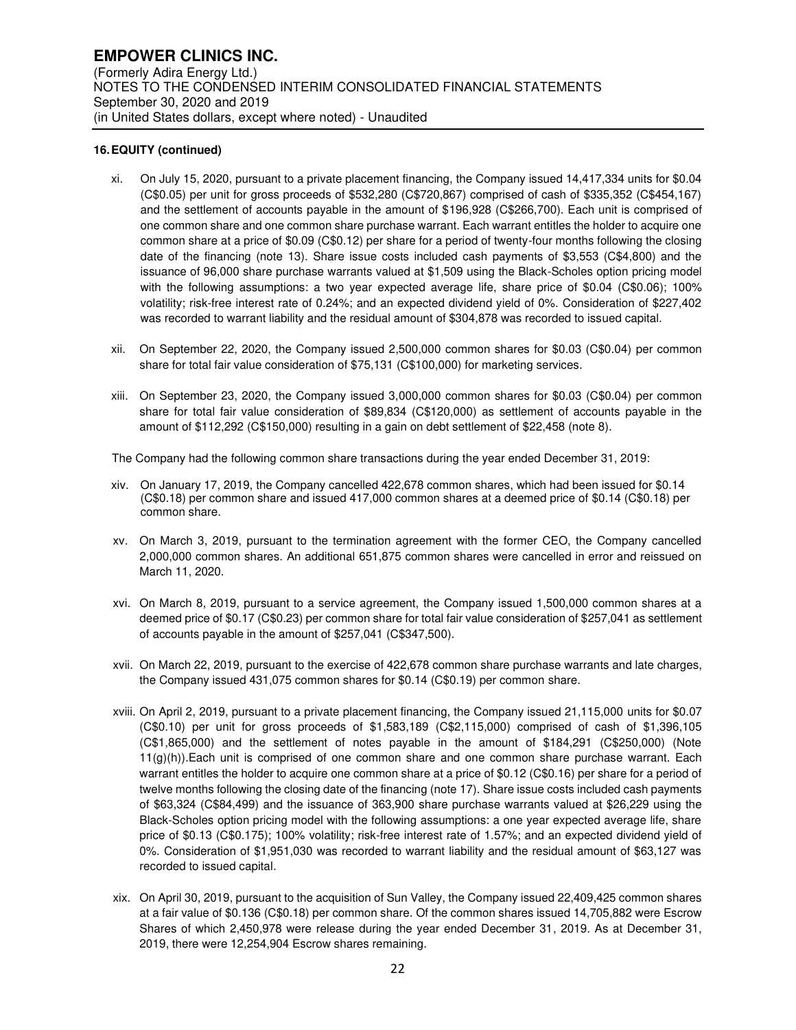**16. EQUITY (continued)**

xi. On July 15, 2020, pursuant to a private placement financing, the Company issued 14,417,334 units for $0.04 (C$0.05) per unit for gross proceeds of $532,280 (C$720,867) comprised of cash of $335,352 (C$454,167) and the settlement of accounts payable in the amount of $196,928 (C$266,700). Each unit is comprised of one common share and one common share purchase warrant. Each warrant entitles the holder to acquire one common share at a price of $0.09 (C$0.12) per share for a period of twenty-four months following the closing date of the financing (note 13). Share issue costs included cash payments of $3,553 (C$4,800) and the issuance of 96,000 share purchase warrants valued at $1,509 using the Black-Scholes option pricing model with the following assumptions: a two year expected average life, share price of $0.04 (C$0.06); 100% volatility; risk-free interest rate of 0.24%; and an expected dividend yield of 0%. Consideration of $227,402 was recorded to warrant liability and the residual amount of $304,878 was recorded to issued capital.

xii. On September 22, 2020, the Company issued 2,500,000 common shares for $0.03 (C$0.04) per common share for total fair value consideration of $75,131 (C$100,000) for marketing services.

xiii. On September 23, 2020, the Company issued 3,000,000 common shares for $0.03 (C$0.04) per common share for total fair value consideration of $89,834 (C$120,000) as settlement of accounts payable in the amount of $112,292 (C$150,000) resulting in a gain on debt settlement of $22,458 (note 8).

The Company had the following common share transactions during the year ended December 31, 2019:

xiv. On January 17, 2019, the Company cancelled 422,678 common shares, which had been issued for $0.14 (C$0.18) per common share and issued 417,000 common shares at a deemed price of $0.14 (C$0.18) per common share.

xv. On March 3, 2019, pursuant to the termination agreement with the former CEO, the Company cancelled 2,000,000 common shares. An additional 651,875 common shares were cancelled in error and reissued on March 11, 2020.

xvi. On March 8, 2019, pursuant to a service agreement, the Company issued 1,500,000 common shares at a deemed price of $0.17 (C$0.23) per common share for total fair value consideration of $257,041 as settlement of accounts payable in the amount of $257,041 (C$347,500).

xvii. On March 22, 2019, pursuant to the exercise of 422,678 common share purchase warrants and late charges, the Company issued 431,075 common shares for $0.14 (C$0.19) per common share.

xviii. On April 2, 2019, pursuant to a private placement financing, the Company issued 21,115,000 units for $0.07 (C$0.10) per unit for gross proceeds of $1,583,189 (C$2,115,000) comprised of cash of $1,396,105 (C$1,865,000) and the settlement of notes payable in the amount of $184,291 (C$250,000) (Note 11(g)(h)).Each unit is comprised of one common share and one common share purchase warrant. Each warrant entitles the holder to acquire one common share at a price of $0.12 (C$0.16) per share for a period of twelve months following the closing date of the financing (note 17). Share issue costs included cash payments of $63,324 (C$84,499) and the issuance of 363,900 share purchase warrants valued at $26,229 using the Black-Scholes option pricing model with the following assumptions: a one year expected average life, share price of $0.13 (C$0.175); 100% volatility; risk-free interest rate of 1.57%; and an expected dividend yield of 0%. Consideration of $1,951,030 was recorded to warrant liability and the residual amount of $63,127 was recorded to issued capital.

xix. On April 30, 2019, pursuant to the acquisition of Sun Valley, the Company issued 22,409,425 common shares at a fair value of $0.136 (C$0.18) per common share. Of the common shares issued 14,705,882 were Escrow Shares of which 2,450,978 were release during the year ended December 31, 2019. As at December 31, 2019, there were 12,254,904 Escrow shares remaining.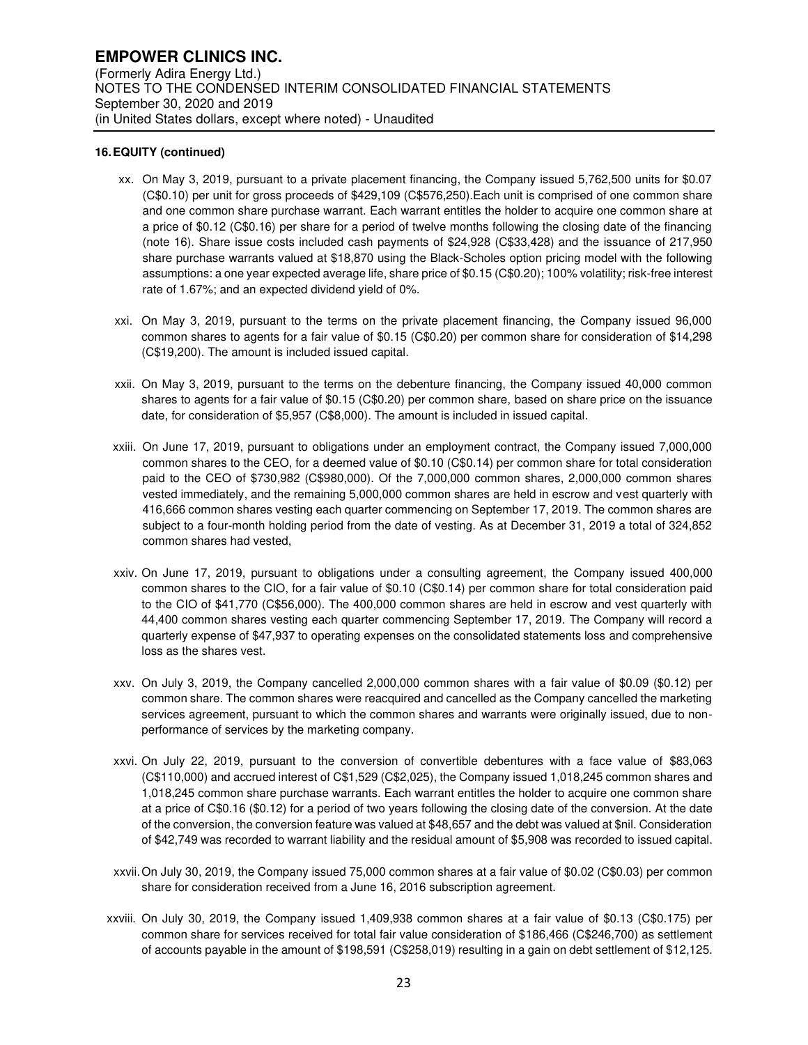**16. EQUITY (continued)**

xx. On May 3, 2019, pursuant to a private placement financing, the Company issued 5,762,500 units for $0.07 (C$0.10) per unit for gross proceeds of $429,109 (C$576,250).Each unit is comprised of one common share and one common share purchase warrant. Each warrant entitles the holder to acquire one common share at a price of $0.12 (C$0.16) per share for a period of twelve months following the closing date of the financing (note 16). Share issue costs included cash payments of $24,928 (C$33,428) and the issuance of 217,950 share purchase warrants valued at $18,870 using the Black-Scholes option pricing model with the following assumptions: a one year expected average life, share price of $0.15 (C$0.20); 100% volatility; risk-free interest rate of 1.67%; and an expected dividend yield of 0%.

xxi. On May 3, 2019, pursuant to the terms on the private placement financing, the Company issued 96,000 common shares to agents for a fair value of $0.15 (C$0.20) per common share for consideration of $14,298 (C$19,200). The amount is included issued capital.

xxii. On May 3, 2019, pursuant to the terms on the debenture financing, the Company issued 40,000 common shares to agents for a fair value of $0.15 (C$0.20) per common share, based on share price on the issuance date, for consideration of $5,957 (C$8,000). The amount is included in issued capital.

xxiii. On June 17, 2019, pursuant to obligations under an employment contract, the Company issued 7,000,000 common shares to the CEO, for a deemed value of $0.10 (C$0.14) per common share for total consideration paid to the CEO of $730,982 (C$980,000). Of the 7,000,000 common shares, 2,000,000 common shares vested immediately, and the remaining 5,000,000 common shares are held in escrow and vest quarterly with 416,666 common shares vesting each quarter commencing on September 17, 2019. The common shares are subject to a four-month holding period from the date of vesting. As at December 31, 2019 a total of 324,852 common shares had vested,

xxiv. On June 17, 2019, pursuant to obligations under a consulting agreement, the Company issued 400,000 common shares to the CIO, for a fair value of $0.10 (C$0.14) per common share for total consideration paid to the CIO of $41,770 (C$56,000). The 400,000 common shares are held in escrow and vest quarterly with 44,400 common shares vesting each quarter commencing September 17, 2019. The Company will record a quarterly expense of $47,937 to operating expenses on the consolidated statements loss and comprehensive loss as the shares vest.

xxv. On July 3, 2019, the Company cancelled 2,000,000 common shares with a fair value of $0.09 ($0.12) per common share. The common shares were reacquired and cancelled as the Company cancelled the marketing services agreement, pursuant to which the common shares and warrants were originally issued, due to non-performance of services by the marketing company.

xxvi. On July 22, 2019, pursuant to the conversion of convertible debentures with a face value of $83,063 (C$110,000) and accrued interest of C$1,529 (C$2,025), the Company issued 1,018,245 common shares and 1,018,245 common share purchase warrants. Each warrant entitles the holder to acquire one common share at a price of C$0.16 ($0.12) for a period of two years following the closing date of the conversion. At the date of the conversion, the conversion feature was valued at $48,657 and the debt was valued at $nil. Consideration of $42,749 was recorded to warrant liability and the residual amount of $5,908 was recorded to issued capital.

xxvii. On July 30, 2019, the Company issued 75,000 common shares at a fair value of $0.02 (C$0.03) per common share for consideration received from a June 16, 2016 subscription agreement.

xxviii. On July 30, 2019, the Company issued 1,409,938 common shares at a fair value of $0.13 (C$0.175) per common share for services received for total fair value consideration of $186,466 (C$246,700) as settlement of accounts payable in the amount of $198,591 (C$258,019) resulting in a gain on debt settlement of $12,125.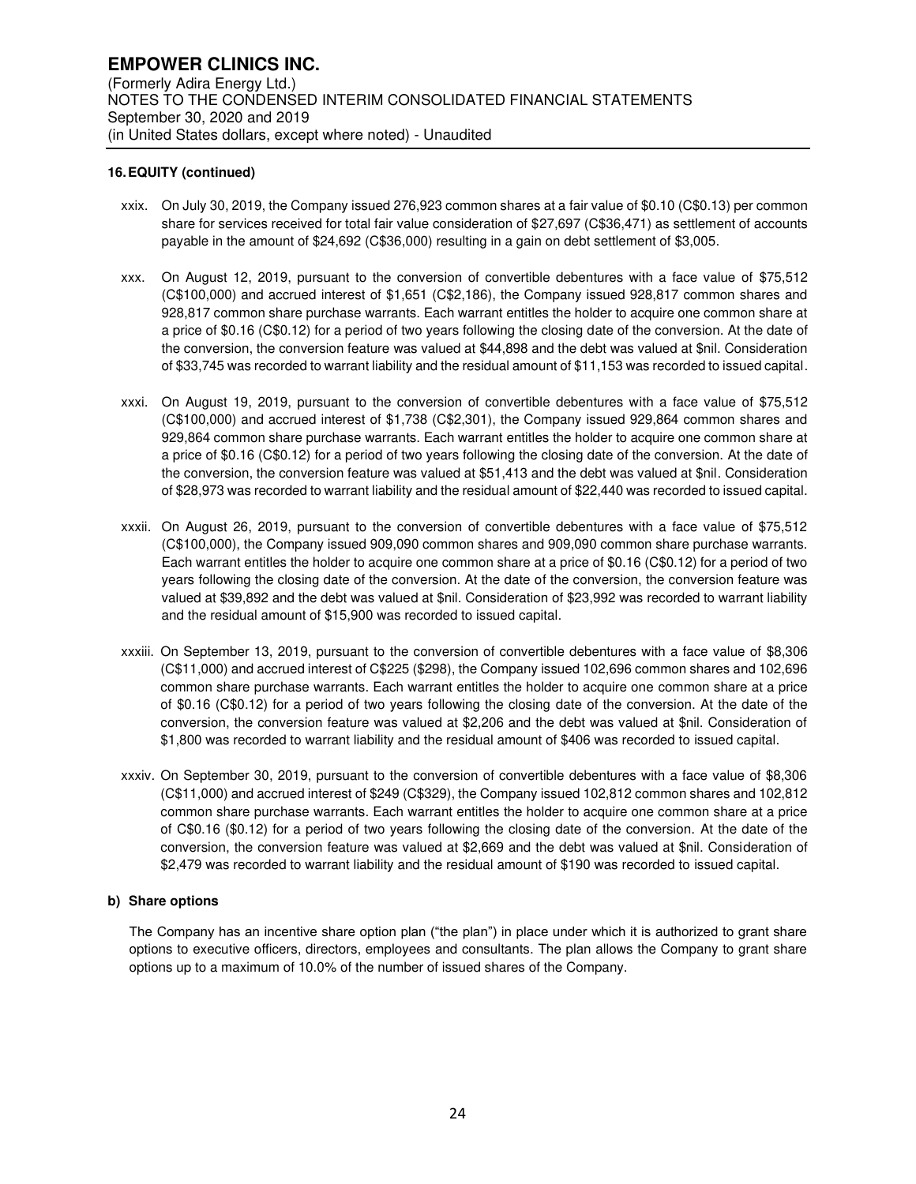**16. EQUITY (continued)**

xxix. On July 30, 2019, the Company issued 276,923 common shares at a fair value of $0.10 (C$0.13) per common share for services received for total fair value consideration of $27,697 (C$36,471) as settlement of accounts payable in the amount of $24,692 (C$36,000) resulting in a gain on debt settlement of $3,005.

xxx. On August 12, 2019, pursuant to the conversion of convertible debentures with a face value of $75,512 (C$100,000) and accrued interest of $1,651 (C$2,186), the Company issued 928,817 common shares and 928,817 common share purchase warrants. Each warrant entitles the holder to acquire one common share at a price of $0.16 (C$0.12) for a period of two years following the closing date of the conversion. At the date of the conversion, the conversion feature was valued at $44,898 and the debt was valued at $nil. Consideration of $33,745 was recorded to warrant liability and the residual amount of $11,153 was recorded to issued capital.

xxxi. On August 19, 2019, pursuant to the conversion of convertible debentures with a face value of $75,512 (C$100,000) and accrued interest of $1,738 (C$2,301), the Company issued 929,864 common shares and 929,864 common share purchase warrants. Each warrant entitles the holder to acquire one common share at a price of $0.16 (C$0.12) for a period of two years following the closing date of the conversion. At the date of the conversion, the conversion feature was valued at $51,413 and the debt was valued at $nil. Consideration of $28,973 was recorded to warrant liability and the residual amount of $22,440 was recorded to issued capital.

xxxii. On August 26, 2019, pursuant to the conversion of convertible debentures with a face value of $75,512 (C$100,000), the Company issued 909,090 common shares and 909,090 common share purchase warrants. Each warrant entitles the holder to acquire one common share at a price of $0.16 (C$0.12) for a period of two years following the closing date of the conversion. At the date of the conversion, the conversion feature was valued at $39,892 and the debt was valued at $nil. Consideration of $23,992 was recorded to warrant liability and the residual amount of $15,900 was recorded to issued capital.

xxxiii. On September 13, 2019, pursuant to the conversion of convertible debentures with a face value of $8,306 (C$11,000) and accrued interest of C$225 ($298), the Company issued 102,696 common shares and 102,696 common share purchase warrants. Each warrant entitles the holder to acquire one common share at a price of $0.16 (C$0.12) for a period of two years following the closing date of the conversion. At the date of the conversion, the conversion feature was valued at $2,206 and the debt was valued at $nil. Consideration of $1,800 was recorded to warrant liability and the residual amount of $406 was recorded to issued capital.

xxxiv. On September 30, 2019, pursuant to the conversion of convertible debentures with a face value of $8,306 (C$11,000) and accrued interest of $249 (C$329), the Company issued 102,812 common shares and 102,812 common share purchase warrants. Each warrant entitles the holder to acquire one common share at a price of C$0.16 ($0.12) for a period of two years following the closing date of the conversion. At the date of the conversion, the conversion feature was valued at $2,669 and the debt was valued at $nil. Consideration of $2,479 was recorded to warrant liability and the residual amount of $190 was recorded to issued capital.

**b) Share options**

The Company has an incentive share option plan ("the plan") in place under which it is authorized to grant share options to executive officers, directors, employees and consultants. The plan allows the Company to grant share options up to a maximum of 10.0% of the number of issued shares of the Company.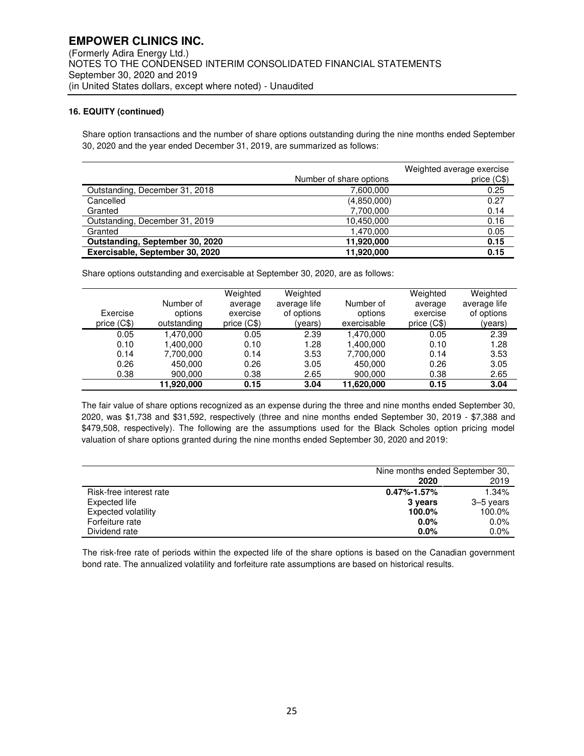**16. EQUITY (continued)**

Share option transactions and the number of share options outstanding during the nine months ended September 30, 2020 and the year ended December 31, 2019, are summarized as follows:

| | Number of share options | Weighted average exercise price (C$) |
|---|---:|---:|
| Outstanding, December 31, 2018 | 7,600,000 | 0.25 |
| Cancelled | (4,850,000) | 0.27 |
| Granted | 7,700,000 | 0.14 |
| Outstanding, December 31, 2019 | 10,450,000 | 0.16 |
| Granted | 1,470,000 | 0.05 |
| **Outstanding, September 30, 2020** | **11,920,000** | **0.15** |
| **Exercisable, September 30, 2020** | **11,920,000** | **0.15** |

Share options outstanding and exercisable at September 30, 2020, are as follows:

| Exercise price (C$) | Number of options outstanding | Weighted average exercise price (C$) | Weighted average life of options (years) | Number of options exercisable | Weighted average exercise price (C$) | Weighted average life of options (years) |
|---:|---:|---:|---:|---:|---:|---:|
| 0.05 | 1,470,000 | 0.05 | 2.39 | 1,470,000 | 0.05 | 2.39 |
| 0.10 | 1,400,000 | 0.10 | 1.28 | 1,400,000 | 0.10 | 1.28 |
| 0.14 | 7,700,000 | 0.14 | 3.53 | 7,700,000 | 0.14 | 3.53 |
| 0.26 | 450,000 | 0.26 | 3.05 | 450,000 | 0.26 | 3.05 |
| 0.38 | 900,000 | 0.38 | 2.65 | 900,000 | 0.38 | 2.65 |
| | **11,920,000** | **0.15** | **3.04** | **11,620,000** | **0.15** | **3.04** |

The fair value of share options recognized as an expense during the three and nine months ended September 30, 2020, was $1,738 and $31,592, respectively (three and nine months ended September 30, 2019 - $7,388 and $479,508, respectively). The following are the assumptions used for the Black Scholes option pricing model valuation of share options granted during the nine months ended September 30, 2020 and 2019:

| | Nine months ended September 30, | |
|---|---:|---:|
| | **2020** | 2019 |
| Risk-free interest rate | **0.47%-1.57%** | 1.34% |
| Expected life | **3 years** | 3–5 years |
| Expected volatility | **100.0%** | 100.0% |
| Forfeiture rate | **0.0%** | 0.0% |
| Dividend rate | **0.0%** | 0.0% |

The risk-free rate of periods within the expected life of the share options is based on the Canadian government bond rate. The annualized volatility and forfeiture rate assumptions are based on historical results.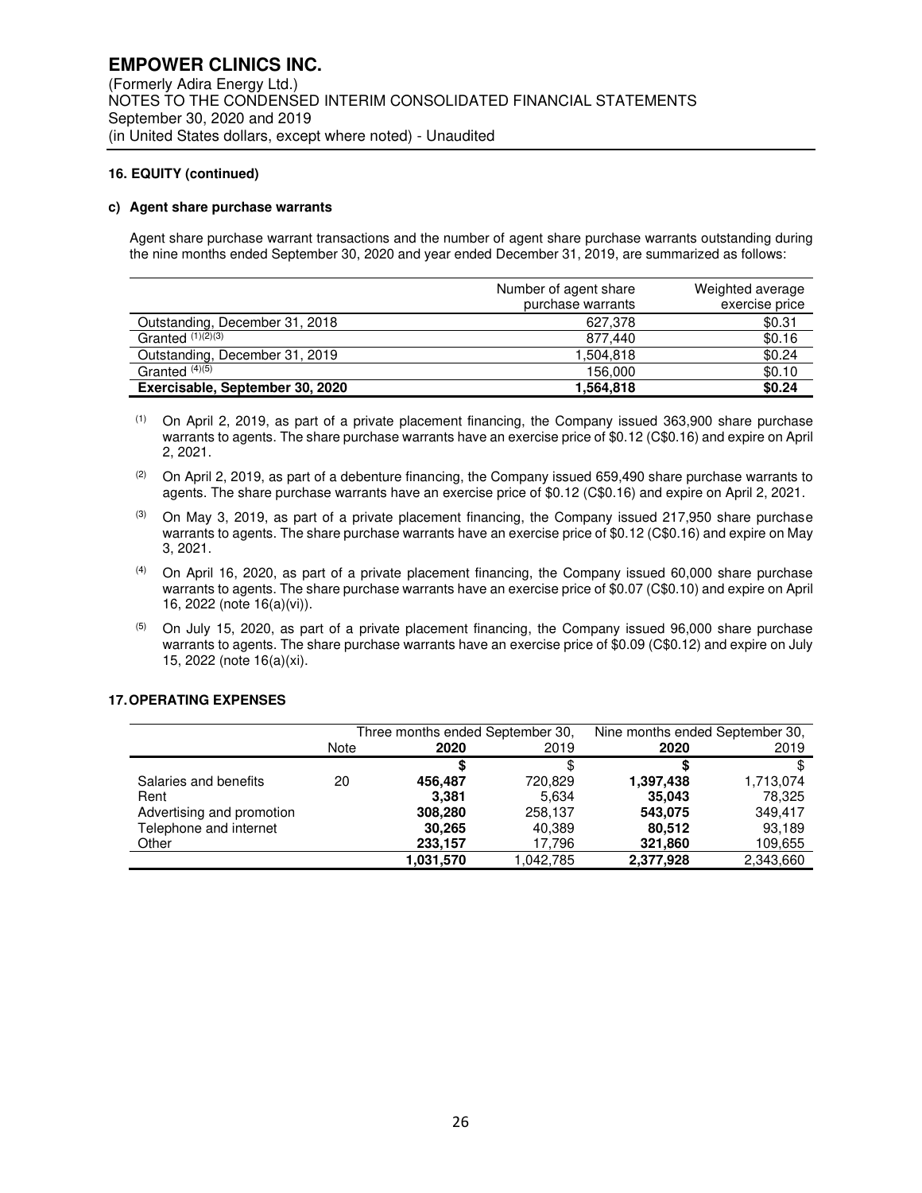## 16. EQUITY (continued)

### c) Agent share purchase warrants

Agent share purchase warrant transactions and the number of agent share purchase warrants outstanding during the nine months ended September 30, 2020 and year ended December 31, 2019, are summarized as follows:

| | Number of agent share purchase warrants | Weighted average exercise price |
|---|---|---|
| Outstanding, December 31, 2018 | 627,378 | $0.31 |
| Granted (1)(2)(3) | 877,440 | $0.16 |
| Outstanding, December 31, 2019 | 1,504,818 | $0.24 |
| Granted (4)(5) | 156,000 | $0.10 |
| **Exercisable, September 30, 2020** | **1,564,818** | **$0.24** |

(1) On April 2, 2019, as part of a private placement financing, the Company issued 363,900 share purchase warrants to agents. The share purchase warrants have an exercise price of $0.12 (C$0.16) and expire on April 2, 2021.

(2) On April 2, 2019, as part of a debenture financing, the Company issued 659,490 share purchase warrants to agents. The share purchase warrants have an exercise price of $0.12 (C$0.16) and expire on April 2, 2021.

(3) On May 3, 2019, as part of a private placement financing, the Company issued 217,950 share purchase warrants to agents. The share purchase warrants have an exercise price of $0.12 (C$0.16) and expire on May 3, 2021.

(4) On April 16, 2020, as part of a private placement financing, the Company issued 60,000 share purchase warrants to agents. The share purchase warrants have an exercise price of $0.07 (C$0.10) and expire on April 16, 2022 (note 16(a)(vi)).

(5) On July 15, 2020, as part of a private placement financing, the Company issued 96,000 share purchase warrants to agents. The share purchase warrants have an exercise price of $0.09 (C$0.12) and expire on July 15, 2022 (note 16(a)(xi).

## 17. OPERATING EXPENSES

| | Note | Three months ended September 30, 2020 | Three months ended September 30, 2019 | Nine months ended September 30, 2020 | Nine months ended September 30, 2019 |
|---|---|---|---|---|---|
| | | **$** | $ | **$** | $ |
| Salaries and benefits | 20 | **456,487** | 720,829 | **1,397,438** | 1,713,074 |
| Rent | | **3,381** | 5,634 | **35,043** | 78,325 |
| Advertising and promotion | | **308,280** | 258,137 | **543,075** | 349,417 |
| Telephone and internet | | **30,265** | 40,389 | **80,512** | 93,189 |
| Other | | **233,157** | 17,796 | **321,860** | 109,655 |
| | | **1,031,570** | 1,042,785 | **2,377,928** | 2,343,660 |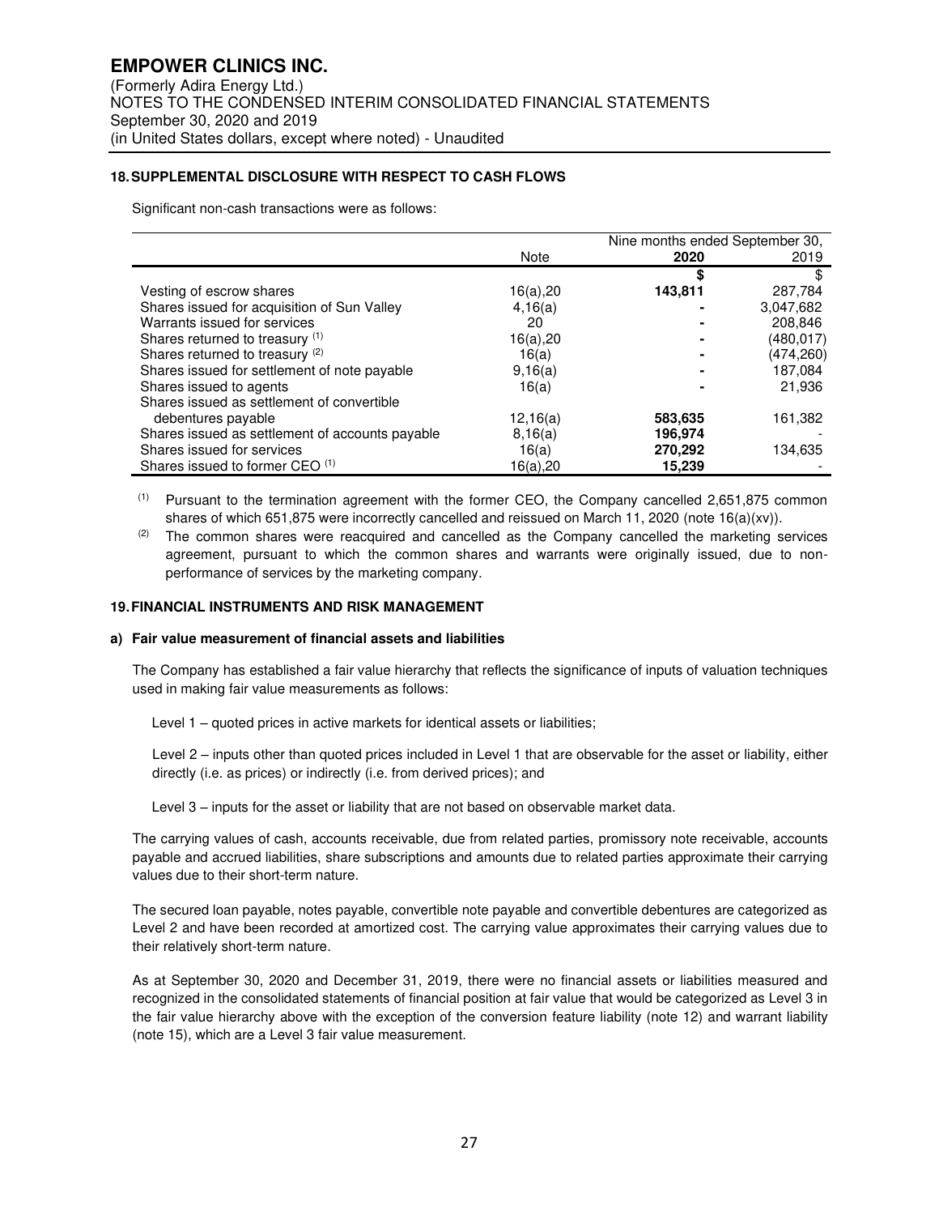### 18. SUPPLEMENTAL DISCLOSURE WITH RESPECT TO CASH FLOWS

Significant non-cash transactions were as follows:

| | Note | Nine months ended September 30, 2020 | 2019 |
|---|---|---|---|
| | | **$** | $ |
| Vesting of escrow shares | 16(a),20 | **143,811** | 287,784 |
| Shares issued for acquisition of Sun Valley | 4,16(a) | **-** | 3,047,682 |
| Warrants issued for services | 20 | **-** | 208,846 |
| Shares returned to treasury [(1)] | 16(a),20 | **-** | (480,017) |
| Shares returned to treasury [(2)] | 16(a) | **-** | (474,260) |
| Shares issued for settlement of note payable | 9,16(a) | **-** | 187,084 |
| Shares issued to agents | 16(a) | **-** | 21,936 |
| Shares issued as settlement of convertible debentures payable | 12,16(a) | **583,635** | 161,382 |
| Shares issued as settlement of accounts payable | 8,16(a) | **196,974** | - |
| Shares issued for services | 16(a) | **270,292** | 134,635 |
| Shares issued to former CEO [(1)] | 16(a),20 | **15,239** | - |

(1) Pursuant to the termination agreement with the former CEO, the Company cancelled 2,651,875 common shares of which 651,875 were incorrectly cancelled and reissued on March 11, 2020 (note 16(a)(xv)).

(2) The common shares were reacquired and cancelled as the Company cancelled the marketing services agreement, pursuant to which the common shares and warrants were originally issued, due to non-performance of services by the marketing company.

### 19. FINANCIAL INSTRUMENTS AND RISK MANAGEMENT

#### a) Fair value measurement of financial assets and liabilities

The Company has established a fair value hierarchy that reflects the significance of inputs of valuation techniques used in making fair value measurements as follows:

Level 1 – quoted prices in active markets for identical assets or liabilities;

Level 2 – inputs other than quoted prices included in Level 1 that are observable for the asset or liability, either directly (i.e. as prices) or indirectly (i.e. from derived prices); and

Level 3 – inputs for the asset or liability that are not based on observable market data.

The carrying values of cash, accounts receivable, due from related parties, promissory note receivable, accounts payable and accrued liabilities, share subscriptions and amounts due to related parties approximate their carrying values due to their short-term nature.

The secured loan payable, notes payable, convertible note payable and convertible debentures are categorized as Level 2 and have been recorded at amortized cost. The carrying value approximates their carrying values due to their relatively short-term nature.

As at September 30, 2020 and December 31, 2019, there were no financial assets or liabilities measured and recognized in the consolidated statements of financial position at fair value that would be categorized as Level 3 in the fair value hierarchy above with the exception of the conversion feature liability (note 12) and warrant liability (note 15), which are a Level 3 fair value measurement.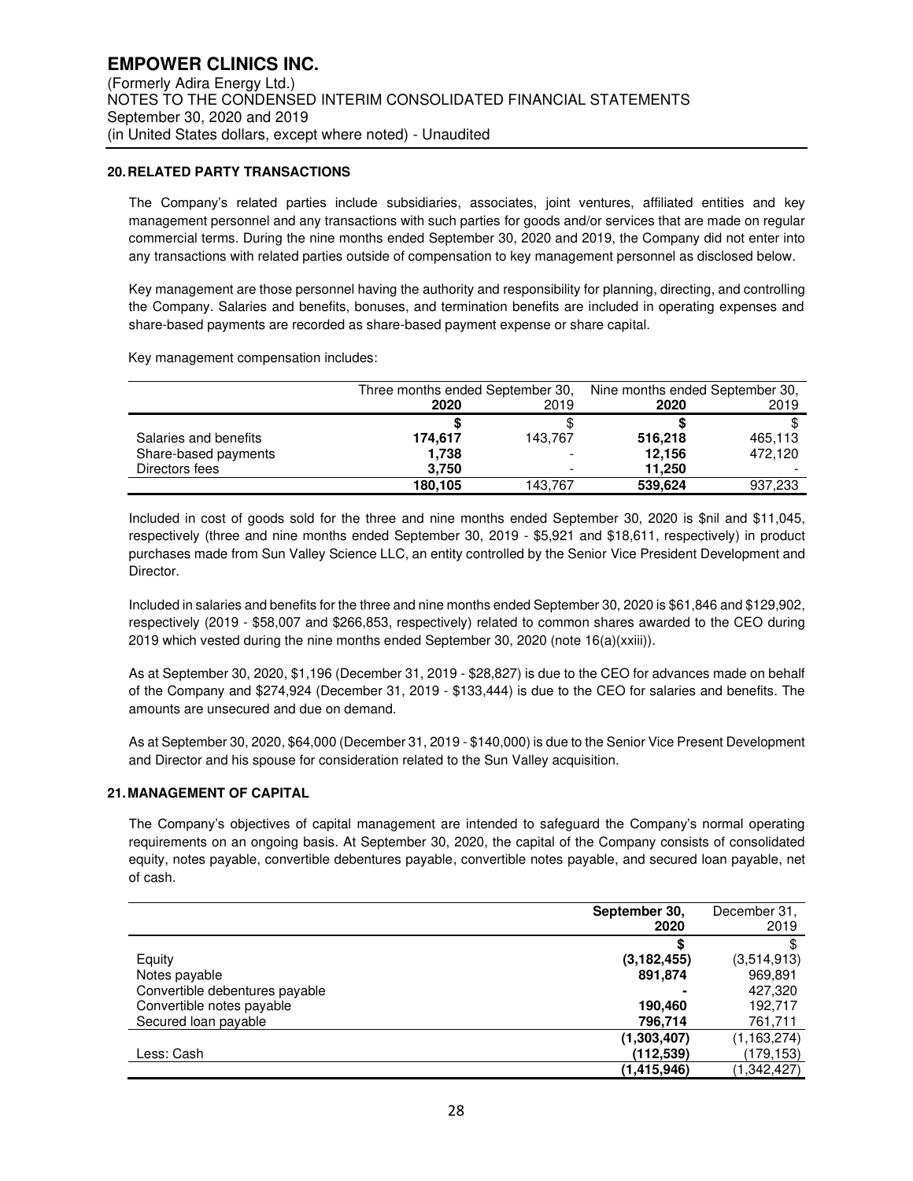## 20. RELATED PARTY TRANSACTIONS

The Company's related parties include subsidiaries, associates, joint ventures, affiliated entities and key management personnel and any transactions with such parties for goods and/or services that are made on regular commercial terms. During the nine months ended September 30, 2020 and 2019, the Company did not enter into any transactions with related parties outside of compensation to key management personnel as disclosed below.

Key management are those personnel having the authority and responsibility for planning, directing, and controlling the Company. Salaries and benefits, bonuses, and termination benefits are included in operating expenses and share-based payments are recorded as share-based payment expense or share capital.

Key management compensation includes:

| | Three months ended September 30, | | Nine months ended September 30, | |
|---|---|---|---|---|
| | **2020** | 2019 | **2020** | 2019 |
| | **$** | $ | **$** | $ |
| Salaries and benefits | **174,617** | 143,767 | **516,218** | 465,113 |
| Share-based payments | **1,738** | - | **12,156** | 472,120 |
| Directors fees | **3,750** | - | **11,250** | - |
| | **180,105** | 143,767 | **539,624** | 937,233 |

Included in cost of goods sold for the three and nine months ended September 30, 2020 is $nil and $11,045, respectively (three and nine months ended September 30, 2019 - $5,921 and $18,611, respectively) in product purchases made from Sun Valley Science LLC, an entity controlled by the Senior Vice President Development and Director.

Included in salaries and benefits for the three and nine months ended September 30, 2020 is $61,846 and $129,902, respectively (2019 - $58,007 and $266,853, respectively) related to common shares awarded to the CEO during 2019 which vested during the nine months ended September 30, 2020 (note 16(a)(xxiii)).

As at September 30, 2020, $1,196 (December 31, 2019 - $28,827) is due to the CEO for advances made on behalf of the Company and $274,924 (December 31, 2019 - $133,444) is due to the CEO for salaries and benefits. The amounts are unsecured and due on demand.

As at September 30, 2020, $64,000 (December 31, 2019 - $140,000) is due to the Senior Vice Present Development and Director and his spouse for consideration related to the Sun Valley acquisition.

## 21. MANAGEMENT OF CAPITAL

The Company's objectives of capital management are intended to safeguard the Company's normal operating requirements on an ongoing basis. At September 30, 2020, the capital of the Company consists of consolidated equity, notes payable, convertible debentures payable, convertible notes payable, and secured loan payable, net of cash.

| | **September 30, 2020** | December 31, 2019 |
|---|---|---|
| | **$** | $ |
| Equity | **(3,182,455)** | (3,514,913) |
| Notes payable | **891,874** | 969,891 |
| Convertible debentures payable | **-** | 427,320 |
| Convertible notes payable | **190,460** | 192,717 |
| Secured loan payable | **796,714** | 761,711 |
| | **(1,303,407)** | (1,163,274) |
| Less: Cash | **(112,539)** | (179,153) |
| | **(1,415,946)** | (1,342,427) |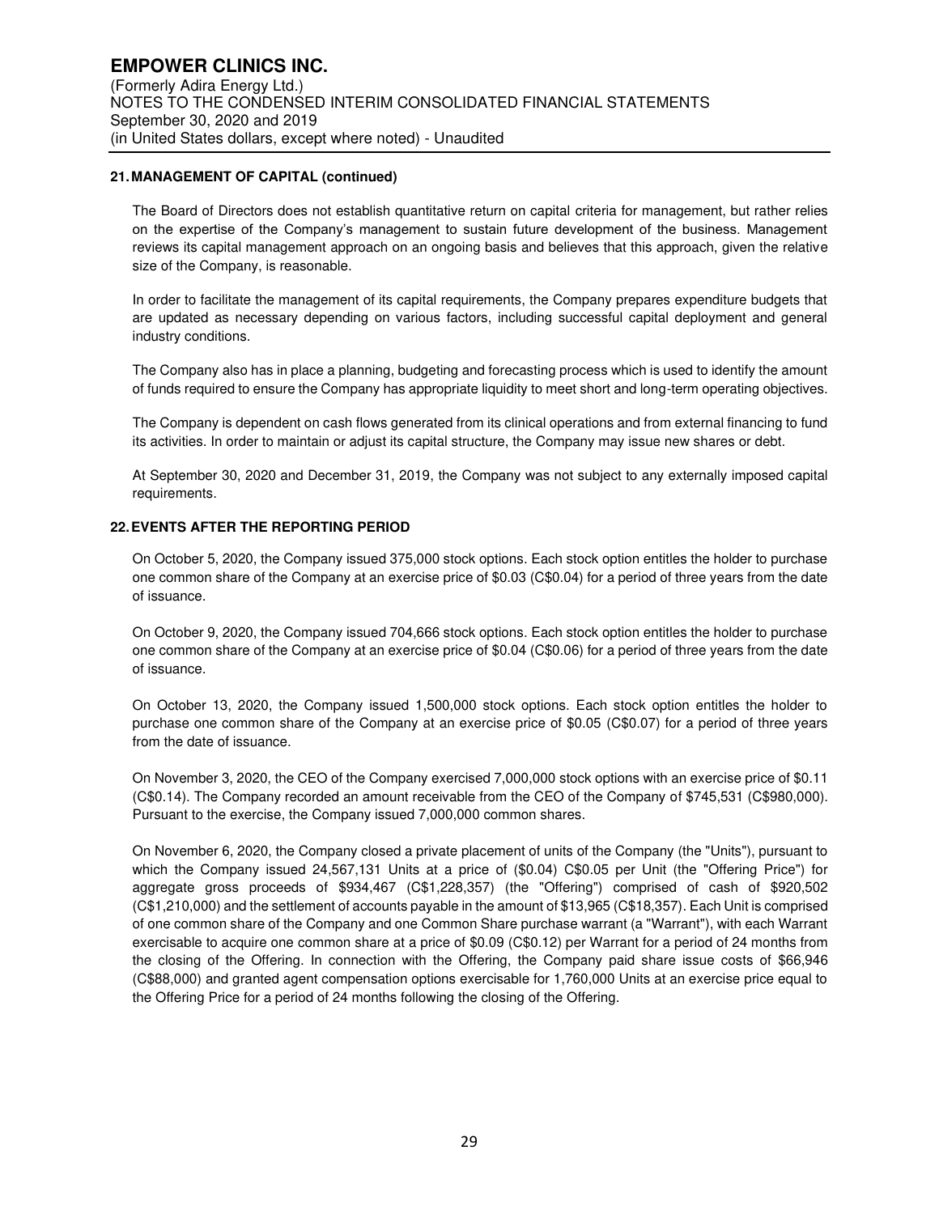**21. MANAGEMENT OF CAPITAL (continued)**

The Board of Directors does not establish quantitative return on capital criteria for management, but rather relies on the expertise of the Company's management to sustain future development of the business. Management reviews its capital management approach on an ongoing basis and believes that this approach, given the relative size of the Company, is reasonable.

In order to facilitate the management of its capital requirements, the Company prepares expenditure budgets that are updated as necessary depending on various factors, including successful capital deployment and general industry conditions.

The Company also has in place a planning, budgeting and forecasting process which is used to identify the amount of funds required to ensure the Company has appropriate liquidity to meet short and long-term operating objectives.

The Company is dependent on cash flows generated from its clinical operations and from external financing to fund its activities. In order to maintain or adjust its capital structure, the Company may issue new shares or debt.

At September 30, 2020 and December 31, 2019, the Company was not subject to any externally imposed capital requirements.

**22. EVENTS AFTER THE REPORTING PERIOD**

On October 5, 2020, the Company issued 375,000 stock options. Each stock option entitles the holder to purchase one common share of the Company at an exercise price of $0.03 (C$0.04) for a period of three years from the date of issuance.

On October 9, 2020, the Company issued 704,666 stock options. Each stock option entitles the holder to purchase one common share of the Company at an exercise price of $0.04 (C$0.06) for a period of three years from the date of issuance.

On October 13, 2020, the Company issued 1,500,000 stock options. Each stock option entitles the holder to purchase one common share of the Company at an exercise price of $0.05 (C$0.07) for a period of three years from the date of issuance.

On November 3, 2020, the CEO of the Company exercised 7,000,000 stock options with an exercise price of $0.11 (C$0.14). The Company recorded an amount receivable from the CEO of the Company of $745,531 (C$980,000). Pursuant to the exercise, the Company issued 7,000,000 common shares.

On November 6, 2020, the Company closed a private placement of units of the Company (the "Units"), pursuant to which the Company issued 24,567,131 Units at a price of ($0.04) C$0.05 per Unit (the "Offering Price") for aggregate gross proceeds of $934,467 (C$1,228,357) (the "Offering") comprised of cash of $920,502 (C$1,210,000) and the settlement of accounts payable in the amount of $13,965 (C$18,357). Each Unit is comprised of one common share of the Company and one Common Share purchase warrant (a "Warrant"), with each Warrant exercisable to acquire one common share at a price of $0.09 (C$0.12) per Warrant for a period of 24 months from the closing of the Offering. In connection with the Offering, the Company paid share issue costs of $66,946 (C$88,000) and granted agent compensation options exercisable for 1,760,000 Units at an exercise price equal to the Offering Price for a period of 24 months following the closing of the Offering.